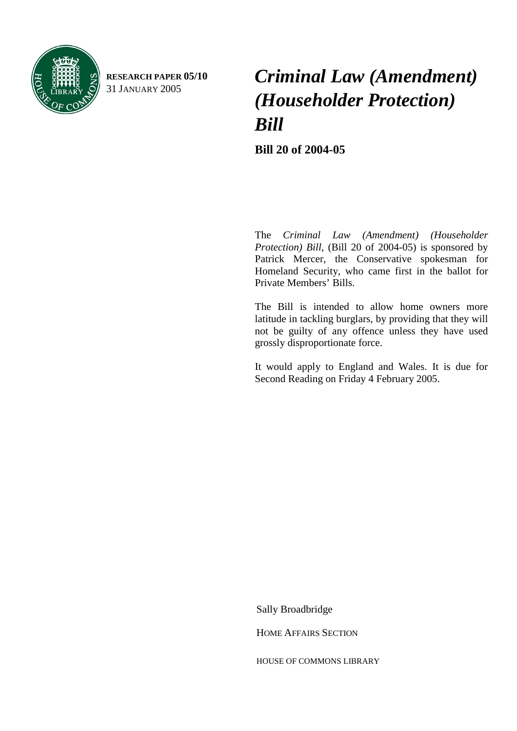**RESEARCH PAPER 05/10**
31 JANUARY 2005

# *Criminal Law (Amendment) (Householder Protection) Bill*

**Bill 20 of 2004-05**

The *Criminal Law (Amendment) (Householder Protection) Bill*, (Bill 20 of 2004-05) is sponsored by Patrick Mercer, the Conservative spokesman for Homeland Security, who came first in the ballot for Private Members' Bills.

The Bill is intended to allow home owners more latitude in tackling burglars, by providing that they will not be guilty of any offence unless they have used grossly disproportionate force.

It would apply to England and Wales. It is due for Second Reading on Friday 4 February 2005.

Sally Broadbridge

HOME AFFAIRS SECTION

HOUSE OF COMMONS LIBRARY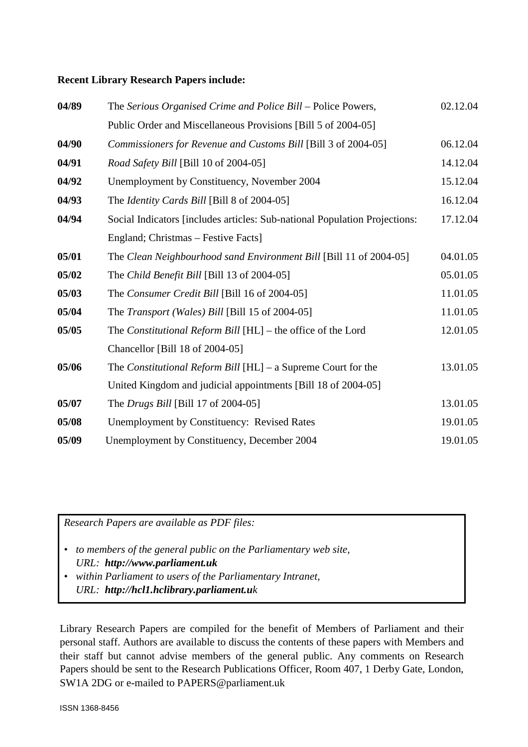**Recent Library Research Papers include:**

| | | |
|---|---|---|
| **04/89** | The *Serious Organised Crime and Police Bill* – Police Powers, Public Order and Miscellaneous Provisions [Bill 5 of 2004-05] | 02.12.04 |
| **04/90** | *Commissioners for Revenue and Customs Bill* [Bill 3 of 2004-05] | 06.12.04 |
| **04/91** | *Road Safety Bill* [Bill 10 of 2004-05] | 14.12.04 |
| **04/92** | Unemployment by Constituency, November 2004 | 15.12.04 |
| **04/93** | The *Identity Cards Bill* [Bill 8 of 2004-05] | 16.12.04 |
| **04/94** | Social Indicators [includes articles: Sub-national Population Projections: England; Christmas – Festive Facts] | 17.12.04 |
| **05/01** | The *Clean Neighbourhood sand Environment Bill* [Bill 11 of 2004-05] | 04.01.05 |
| **05/02** | The *Child Benefit Bill* [Bill 13 of 2004-05] | 05.01.05 |
| **05/03** | The *Consumer Credit Bill* [Bill 16 of 2004-05] | 11.01.05 |
| **05/04** | The *Transport (Wales) Bill* [Bill 15 of 2004-05] | 11.01.05 |
| **05/05** | The *Constitutional Reform Bill* [HL] – the office of the Lord Chancellor [Bill 18 of 2004-05] | 12.01.05 |
| **05/06** | The *Constitutional Reform Bill* [HL] – a Supreme Court for the United Kingdom and judicial appointments [Bill 18 of 2004-05] | 13.01.05 |
| **05/07** | The *Drugs Bill* [Bill 17 of 2004-05] | 13.01.05 |
| **05/08** | Unemployment by Constituency: Revised Rates | 19.01.05 |
| **05/09** | Unemployment by Constituency, December 2004 | 19.01.05 |

*Research Papers are available as PDF files:*

- *to members of the general public on the Parliamentary web site,*
  *URL:* ***http://www.parliament.uk***
- *within Parliament to users of the Parliamentary Intranet,*
  *URL:* ***http://hcl1.hclibrary.parliament.uk***

Library Research Papers are compiled for the benefit of Members of Parliament and their personal staff. Authors are available to discuss the contents of these papers with Members and their staff but cannot advise members of the general public. Any comments on Research Papers should be sent to the Research Publications Officer, Room 407, 1 Derby Gate, London, SW1A 2DG or e-mailed to PAPERS@parliament.uk

ISSN 1368-8456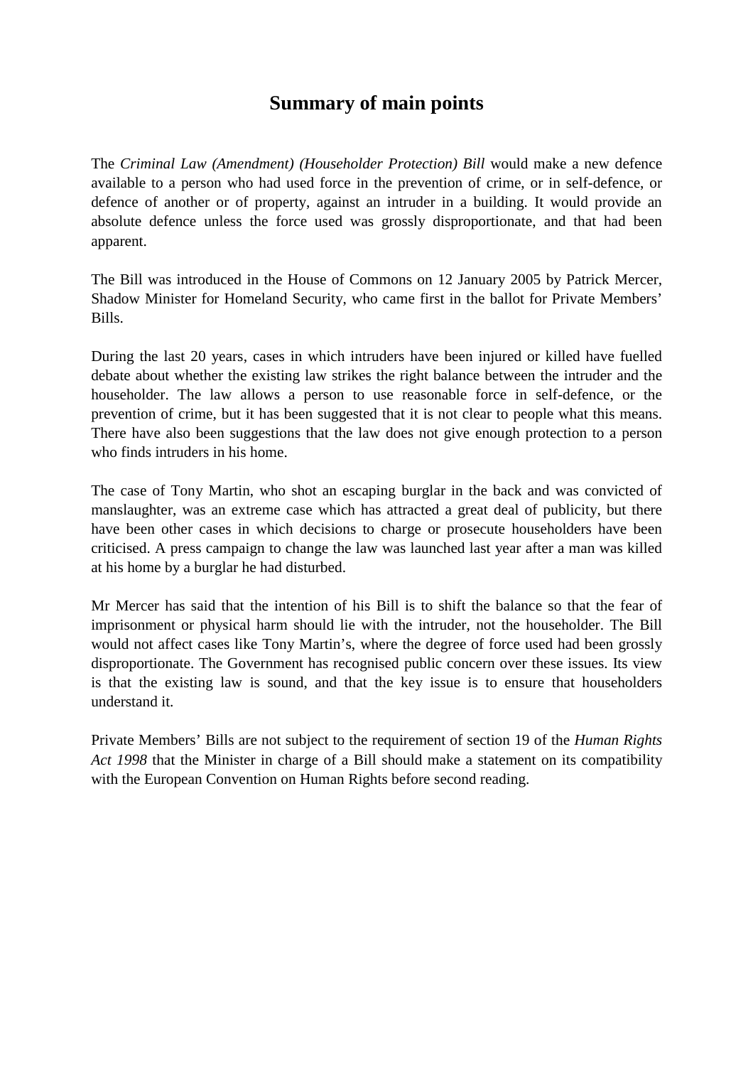# Summary of main points

The *Criminal Law (Amendment) (Householder Protection) Bill* would make a new defence available to a person who had used force in the prevention of crime, or in self-defence, or defence of another or of property, against an intruder in a building. It would provide an absolute defence unless the force used was grossly disproportionate, and that had been apparent.

The Bill was introduced in the House of Commons on 12 January 2005 by Patrick Mercer, Shadow Minister for Homeland Security, who came first in the ballot for Private Members' Bills.

During the last 20 years, cases in which intruders have been injured or killed have fuelled debate about whether the existing law strikes the right balance between the intruder and the householder. The law allows a person to use reasonable force in self-defence, or the prevention of crime, but it has been suggested that it is not clear to people what this means. There have also been suggestions that the law does not give enough protection to a person who finds intruders in his home.

The case of Tony Martin, who shot an escaping burglar in the back and was convicted of manslaughter, was an extreme case which has attracted a great deal of publicity, but there have been other cases in which decisions to charge or prosecute householders have been criticised. A press campaign to change the law was launched last year after a man was killed at his home by a burglar he had disturbed.

Mr Mercer has said that the intention of his Bill is to shift the balance so that the fear of imprisonment or physical harm should lie with the intruder, not the householder. The Bill would not affect cases like Tony Martin's, where the degree of force used had been grossly disproportionate. The Government has recognised public concern over these issues. Its view is that the existing law is sound, and that the key issue is to ensure that householders understand it.

Private Members' Bills are not subject to the requirement of section 19 of the *Human Rights Act 1998* that the Minister in charge of a Bill should make a statement on its compatibility with the European Convention on Human Rights before second reading.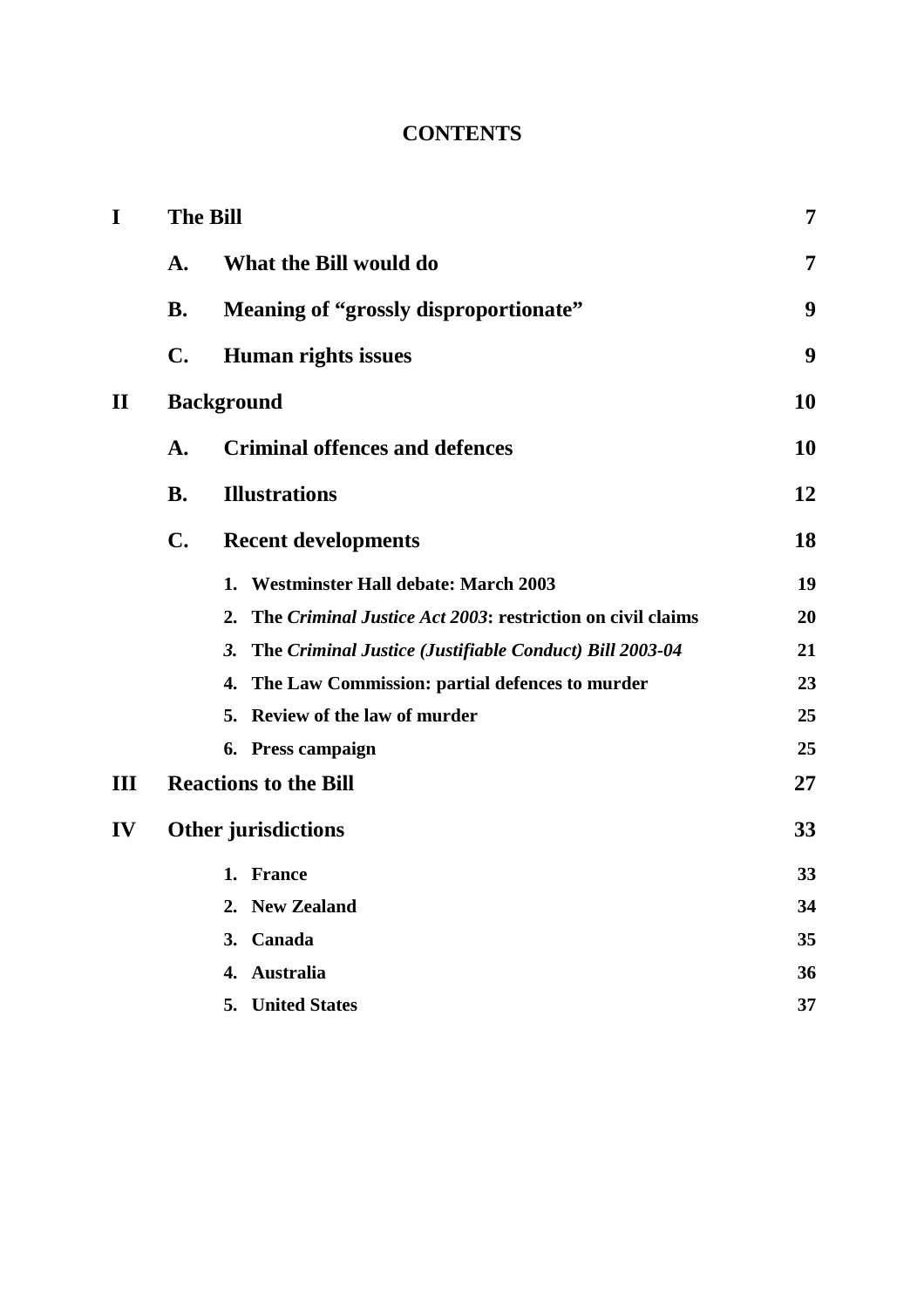# CONTENTS

| | | |
|---|---|---|
| **I** | **The Bill** | **7** |
| | **A. What the Bill would do** | **7** |
| | **B. Meaning of "grossly disproportionate"** | **9** |
| | **C. Human rights issues** | **9** |
| **II** | **Background** | **10** |
| | **A. Criminal offences and defences** | **10** |
| | **B. Illustrations** | **12** |
| | **C. Recent developments** | **18** |
| | **1. Westminster Hall debate: March 2003** | **19** |
| | **2. The *Criminal Justice Act 2003*: restriction on civil claims** | **20** |
| | ***3.* The *Criminal Justice (Justifiable Conduct) Bill 2003-04*** | **21** |
| | **4. The Law Commission: partial defences to murder** | **23** |
| | **5. Review of the law of murder** | **25** |
| | **6. Press campaign** | **25** |
| **III** | **Reactions to the Bill** | **27** |
| **IV** | **Other jurisdictions** | **33** |
| | **1. France** | **33** |
| | **2. New Zealand** | **34** |
| | **3. Canada** | **35** |
| | **4. Australia** | **36** |
| | **5. United States** | **37** |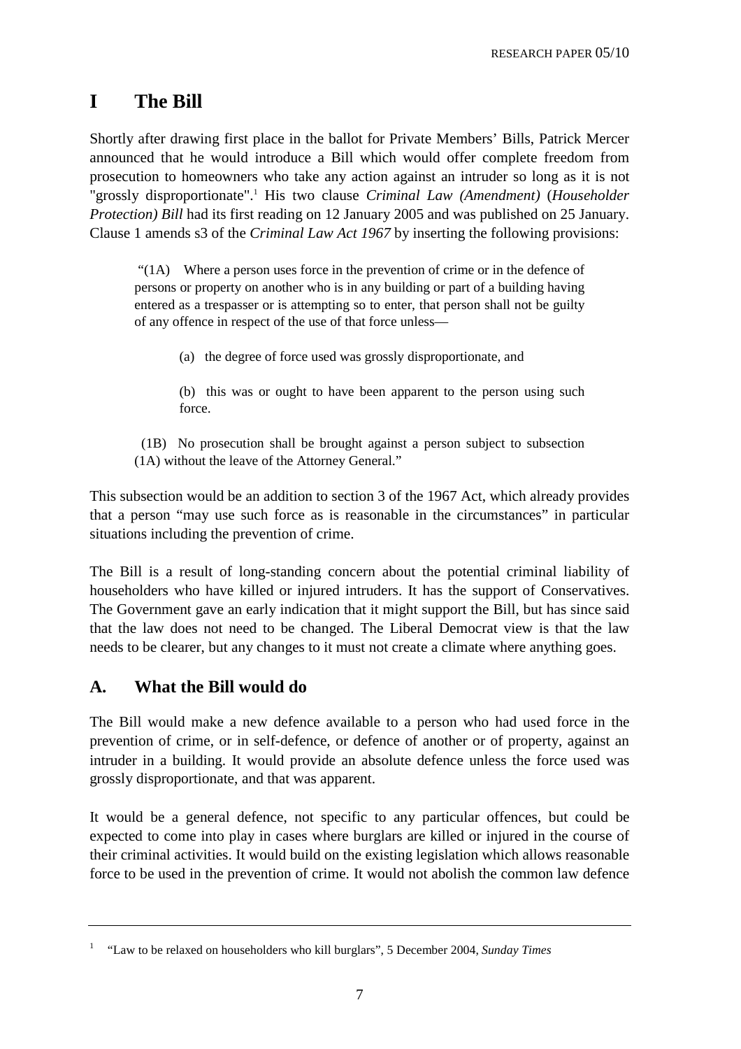# I The Bill

Shortly after drawing first place in the ballot for Private Members' Bills, Patrick Mercer announced that he would introduce a Bill which would offer complete freedom from prosecution to homeowners who take any action against an intruder so long as it is not "grossly disproportionate".[1] His two clause *Criminal Law (Amendment)* (*Householder Protection) Bill* had its first reading on 12 January 2005 and was published on 25 January. Clause 1 amends s3 of the *Criminal Law Act 1967* by inserting the following provisions:

> "(1A) Where a person uses force in the prevention of crime or in the defence of persons or property on another who is in any building or part of a building having entered as a trespasser or is attempting so to enter, that person shall not be guilty of any offence in respect of the use of that force unless—
>
> (a) the degree of force used was grossly disproportionate, and
>
> (b) this was or ought to have been apparent to the person using such force.
>
> (1B) No prosecution shall be brought against a person subject to subsection (1A) without the leave of the Attorney General."

This subsection would be an addition to section 3 of the 1967 Act, which already provides that a person "may use such force as is reasonable in the circumstances" in particular situations including the prevention of crime.

The Bill is a result of long-standing concern about the potential criminal liability of householders who have killed or injured intruders. It has the support of Conservatives. The Government gave an early indication that it might support the Bill, but has since said that the law does not need to be changed. The Liberal Democrat view is that the law needs to be clearer, but any changes to it must not create a climate where anything goes.

## A. What the Bill would do

The Bill would make a new defence available to a person who had used force in the prevention of crime, or in self-defence, or defence of another or of property, against an intruder in a building. It would provide an absolute defence unless the force used was grossly disproportionate, and that was apparent.

It would be a general defence, not specific to any particular offences, but could be expected to come into play in cases where burglars are killed or injured in the course of their criminal activities. It would build on the existing legislation which allows reasonable force to be used in the prevention of crime. It would not abolish the common law defence

---

[1] "Law to be relaxed on householders who kill burglars", 5 December 2004, *Sunday Times*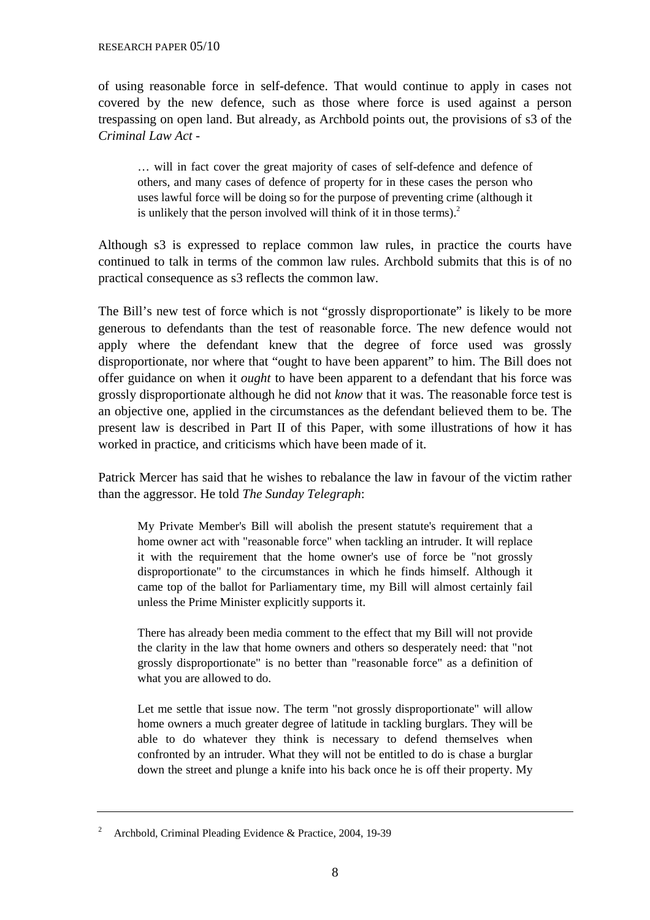of using reasonable force in self-defence. That would continue to apply in cases not covered by the new defence, such as those where force is used against a person trespassing on open land. But already, as Archbold points out, the provisions of s3 of the *Criminal Law Act* -

> … will in fact cover the great majority of cases of self-defence and defence of others, and many cases of defence of property for in these cases the person who uses lawful force will be doing so for the purpose of preventing crime (although it is unlikely that the person involved will think of it in those terms).[2]

Although s3 is expressed to replace common law rules, in practice the courts have continued to talk in terms of the common law rules. Archbold submits that this is of no practical consequence as s3 reflects the common law.

The Bill's new test of force which is not "grossly disproportionate" is likely to be more generous to defendants than the test of reasonable force. The new defence would not apply where the defendant knew that the degree of force used was grossly disproportionate, nor where that "ought to have been apparent" to him. The Bill does not offer guidance on when it *ought* to have been apparent to a defendant that his force was grossly disproportionate although he did not *know* that it was. The reasonable force test is an objective one, applied in the circumstances as the defendant believed them to be. The present law is described in Part II of this Paper, with some illustrations of how it has worked in practice, and criticisms which have been made of it.

Patrick Mercer has said that he wishes to rebalance the law in favour of the victim rather than the aggressor. He told *The Sunday Telegraph*:

> My Private Member's Bill will abolish the present statute's requirement that a home owner act with "reasonable force" when tackling an intruder. It will replace it with the requirement that the home owner's use of force be "not grossly disproportionate" to the circumstances in which he finds himself. Although it came top of the ballot for Parliamentary time, my Bill will almost certainly fail unless the Prime Minister explicitly supports it.
>
> There has already been media comment to the effect that my Bill will not provide the clarity in the law that home owners and others so desperately need: that "not grossly disproportionate" is no better than "reasonable force" as a definition of what you are allowed to do.
>
> Let me settle that issue now. The term "not grossly disproportionate" will allow home owners a much greater degree of latitude in tackling burglars. They will be able to do whatever they think is necessary to defend themselves when confronted by an intruder. What they will not be entitled to do is chase a burglar down the street and plunge a knife into his back once he is off their property. My

---

[2] Archbold, Criminal Pleading Evidence & Practice, 2004, 19-39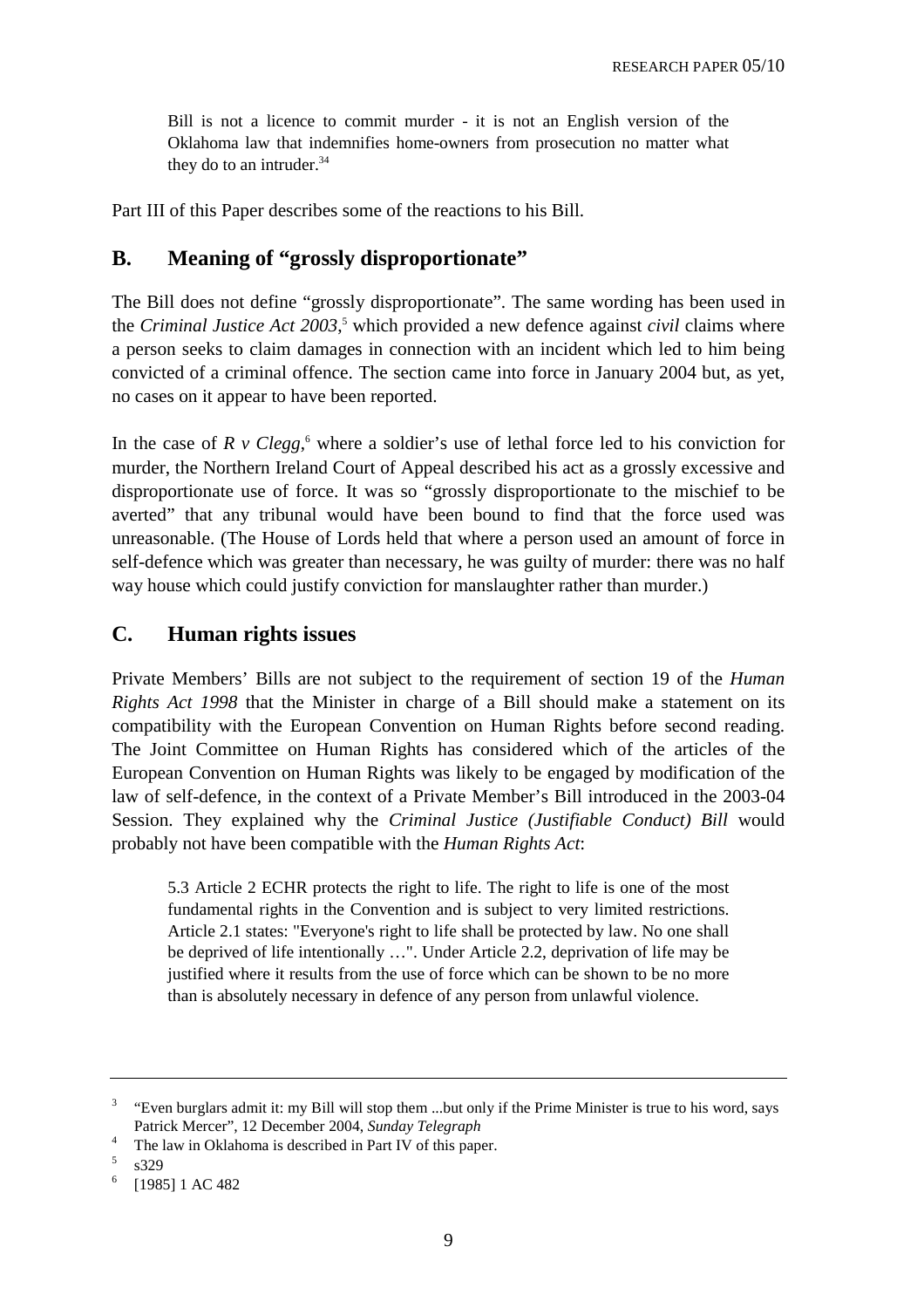> Bill is not a licence to commit murder - it is not an English version of the Oklahoma law that indemnifies home-owners from prosecution no matter what they do to an intruder.[3][4]

Part III of this Paper describes some of the reactions to his Bill.

## B. Meaning of "grossly disproportionate"

The Bill does not define "grossly disproportionate". The same wording has been used in the *Criminal Justice Act 2003*,[5] which provided a new defence against *civil* claims where a person seeks to claim damages in connection with an incident which led to him being convicted of a criminal offence. The section came into force in January 2004 but, as yet, no cases on it appear to have been reported.

In the case of *R v Clegg*,[6] where a soldier's use of lethal force led to his conviction for murder, the Northern Ireland Court of Appeal described his act as a grossly excessive and disproportionate use of force. It was so "grossly disproportionate to the mischief to be averted" that any tribunal would have been bound to find that the force used was unreasonable. (The House of Lords held that where a person used an amount of force in self-defence which was greater than necessary, he was guilty of murder: there was no half way house which could justify conviction for manslaughter rather than murder.)

## C. Human rights issues

Private Members' Bills are not subject to the requirement of section 19 of the *Human Rights Act 1998* that the Minister in charge of a Bill should make a statement on its compatibility with the European Convention on Human Rights before second reading. The Joint Committee on Human Rights has considered which of the articles of the European Convention on Human Rights was likely to be engaged by modification of the law of self-defence, in the context of a Private Member's Bill introduced in the 2003-04 Session. They explained why the *Criminal Justice (Justifiable Conduct) Bill* would probably not have been compatible with the *Human Rights Act*:

> 5.3 Article 2 ECHR protects the right to life. The right to life is one of the most fundamental rights in the Convention and is subject to very limited restrictions. Article 2.1 states: "Everyone's right to life shall be protected by law. No one shall be deprived of life intentionally …". Under Article 2.2, deprivation of life may be justified where it results from the use of force which can be shown to be no more than is absolutely necessary in defence of any person from unlawful violence.

---

[3] "Even burglars admit it: my Bill will stop them ...but only if the Prime Minister is true to his word, says Patrick Mercer", 12 December 2004, *Sunday Telegraph*

[4] The law in Oklahoma is described in Part IV of this paper.

[5] s329

[6] [1985] 1 AC 482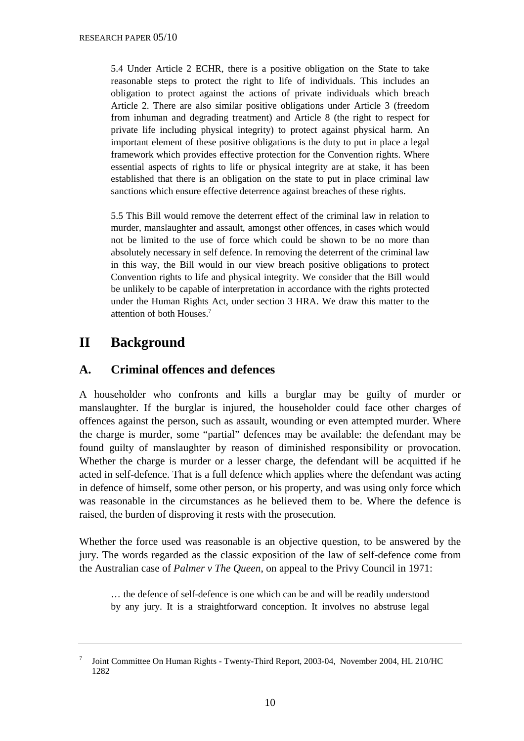> 5.4 Under Article 2 ECHR, there is a positive obligation on the State to take reasonable steps to protect the right to life of individuals. This includes an obligation to protect against the actions of private individuals which breach Article 2. There are also similar positive obligations under Article 3 (freedom from inhuman and degrading treatment) and Article 8 (the right to respect for private life including physical integrity) to protect against physical harm. An important element of these positive obligations is the duty to put in place a legal framework which provides effective protection for the Convention rights. Where essential aspects of rights to life or physical integrity are at stake, it has been established that there is an obligation on the state to put in place criminal law sanctions which ensure effective deterrence against breaches of these rights.
>
> 5.5 This Bill would remove the deterrent effect of the criminal law in relation to murder, manslaughter and assault, amongst other offences, in cases which would not be limited to the use of force which could be shown to be no more than absolutely necessary in self defence. In removing the deterrent of the criminal law in this way, the Bill would in our view breach positive obligations to protect Convention rights to life and physical integrity. We consider that the Bill would be unlikely to be capable of interpretation in accordance with the rights protected under the Human Rights Act, under section 3 HRA. We draw this matter to the attention of both Houses.[7]

# II Background

## A. Criminal offences and defences

A householder who confronts and kills a burglar may be guilty of murder or manslaughter. If the burglar is injured, the householder could face other charges of offences against the person, such as assault, wounding or even attempted murder. Where the charge is murder, some "partial" defences may be available: the defendant may be found guilty of manslaughter by reason of diminished responsibility or provocation. Whether the charge is murder or a lesser charge, the defendant will be acquitted if he acted in self-defence. That is a full defence which applies where the defendant was acting in defence of himself, some other person, or his property, and was using only force which was reasonable in the circumstances as he believed them to be. Where the defence is raised, the burden of disproving it rests with the prosecution.

Whether the force used was reasonable is an objective question, to be answered by the jury. The words regarded as the classic exposition of the law of self-defence come from the Australian case of *Palmer v The Queen*, on appeal to the Privy Council in 1971:

> … the defence of self-defence is one which can be and will be readily understood by any jury. It is a straightforward conception. It involves no abstruse legal

---

[7] Joint Committee On Human Rights - Twenty-Third Report, 2003-04, November 2004, HL 210/HC 1282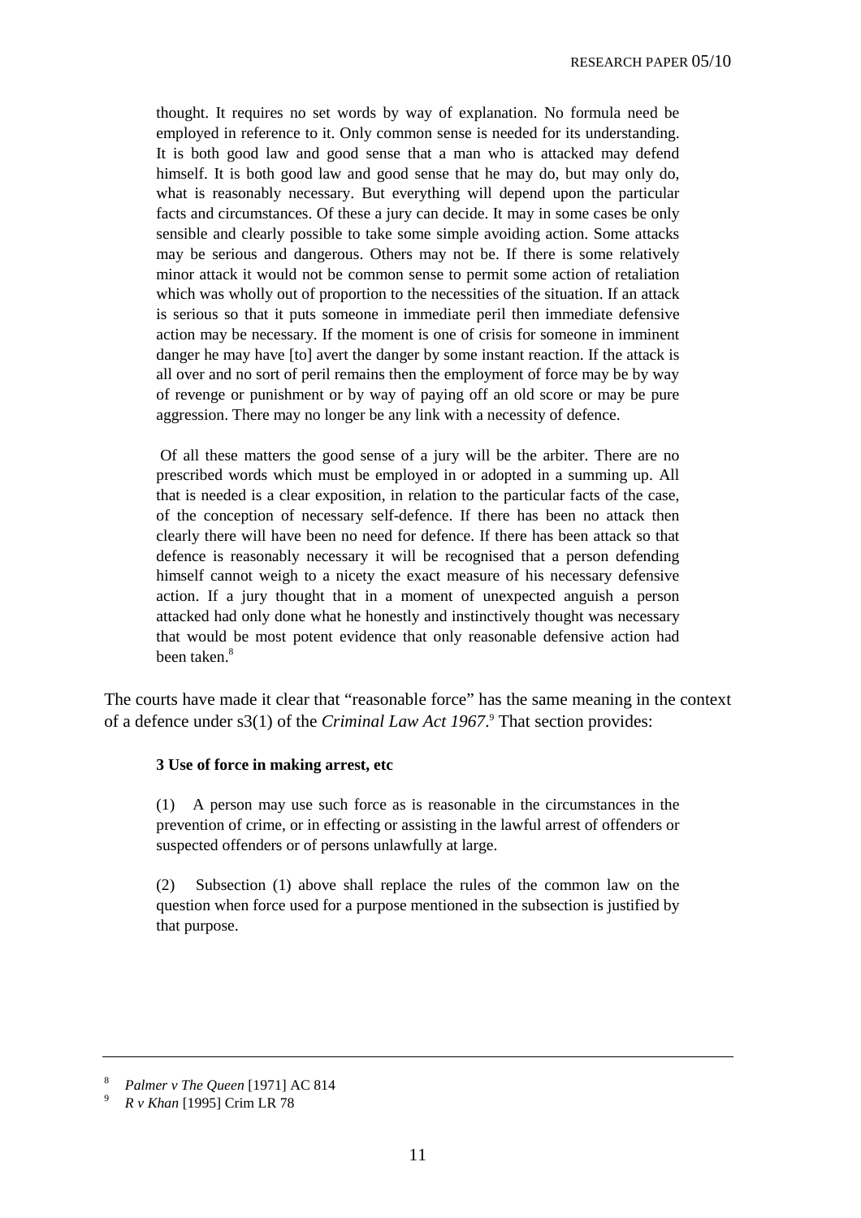> thought. It requires no set words by way of explanation. No formula need be employed in reference to it. Only common sense is needed for its understanding. It is both good law and good sense that a man who is attacked may defend himself. It is both good law and good sense that he may do, but may only do, what is reasonably necessary. But everything will depend upon the particular facts and circumstances. Of these a jury can decide. It may in some cases be only sensible and clearly possible to take some simple avoiding action. Some attacks may be serious and dangerous. Others may not be. If there is some relatively minor attack it would not be common sense to permit some action of retaliation which was wholly out of proportion to the necessities of the situation. If an attack is serious so that it puts someone in immediate peril then immediate defensive action may be necessary. If the moment is one of crisis for someone in imminent danger he may have [to] avert the danger by some instant reaction. If the attack is all over and no sort of peril remains then the employment of force may be by way of revenge or punishment or by way of paying off an old score or may be pure aggression. There may no longer be any link with a necessity of defence.
>
> Of all these matters the good sense of a jury will be the arbiter. There are no prescribed words which must be employed in or adopted in a summing up. All that is needed is a clear exposition, in relation to the particular facts of the case, of the conception of necessary self-defence. If there has been no attack then clearly there will have been no need for defence. If there has been attack so that defence is reasonably necessary it will be recognised that a person defending himself cannot weigh to a nicety the exact measure of his necessary defensive action. If a jury thought that in a moment of unexpected anguish a person attacked had only done what he honestly and instinctively thought was necessary that would be most potent evidence that only reasonable defensive action had been taken.[8]

The courts have made it clear that "reasonable force" has the same meaning in the context of a defence under s3(1) of the *Criminal Law Act 1967*.[9] That section provides:

> **3 Use of force in making arrest, etc**
>
> (1) A person may use such force as is reasonable in the circumstances in the prevention of crime, or in effecting or assisting in the lawful arrest of offenders or suspected offenders or of persons unlawfully at large.
>
> (2) Subsection (1) above shall replace the rules of the common law on the question when force used for a purpose mentioned in the subsection is justified by that purpose.

---

[8] *Palmer v The Queen* [1971] AC 814

[9] *R v Khan* [1995] Crim LR 78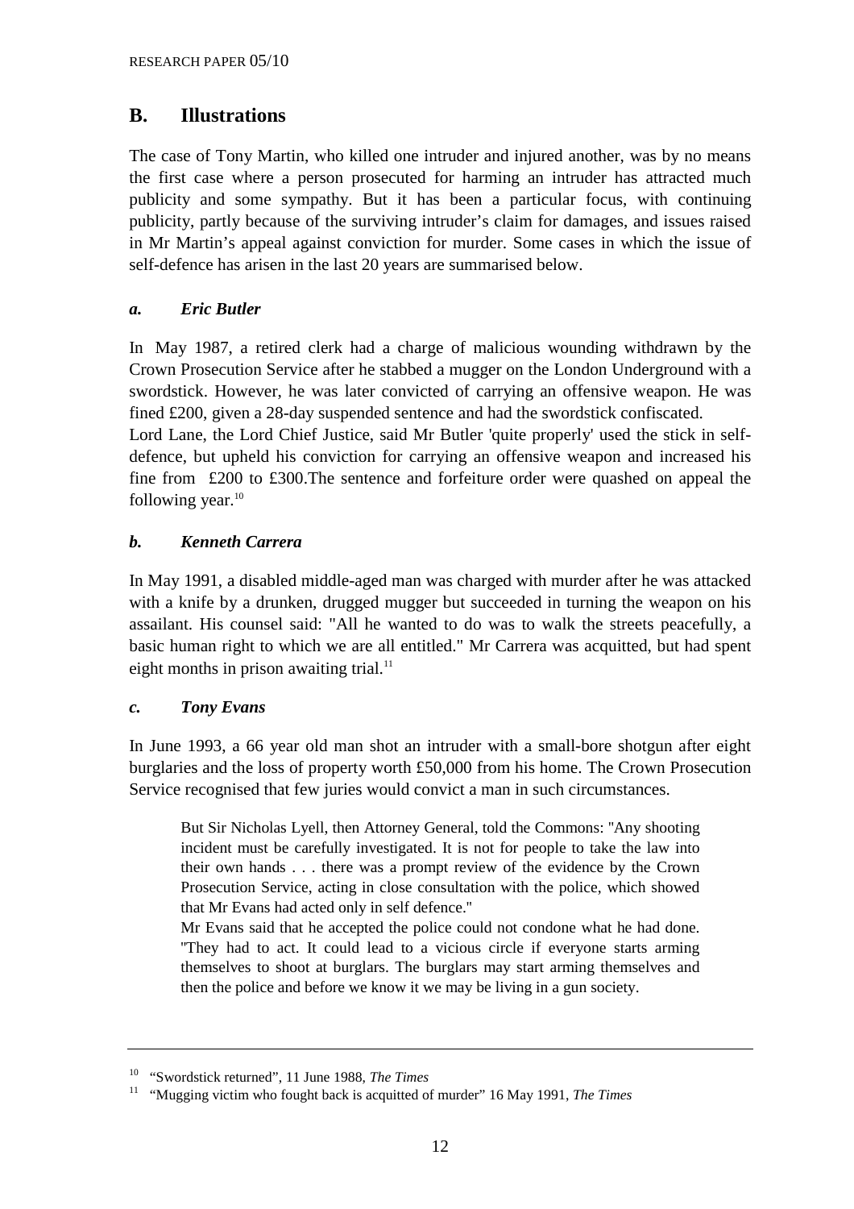## B. Illustrations

The case of Tony Martin, who killed one intruder and injured another, was by no means the first case where a person prosecuted for harming an intruder has attracted much publicity and some sympathy. But it has been a particular focus, with continuing publicity, partly because of the surviving intruder's claim for damages, and issues raised in Mr Martin's appeal against conviction for murder. Some cases in which the issue of self-defence has arisen in the last 20 years are summarised below.

### *a. Eric Butler*

In May 1987, a retired clerk had a charge of malicious wounding withdrawn by the Crown Prosecution Service after he stabbed a mugger on the London Underground with a swordstick. However, he was later convicted of carrying an offensive weapon. He was fined £200, given a 28-day suspended sentence and had the swordstick confiscated.

Lord Lane, the Lord Chief Justice, said Mr Butler 'quite properly' used the stick in self-defence, but upheld his conviction for carrying an offensive weapon and increased his fine from £200 to £300.The sentence and forfeiture order were quashed on appeal the following year.[10]

### *b. Kenneth Carrera*

In May 1991, a disabled middle-aged man was charged with murder after he was attacked with a knife by a drunken, drugged mugger but succeeded in turning the weapon on his assailant. His counsel said: "All he wanted to do was to walk the streets peacefully, a basic human right to which we are all entitled." Mr Carrera was acquitted, but had spent eight months in prison awaiting trial.[11]

### *c. Tony Evans*

In June 1993, a 66 year old man shot an intruder with a small-bore shotgun after eight burglaries and the loss of property worth £50,000 from his home. The Crown Prosecution Service recognised that few juries would convict a man in such circumstances.

> But Sir Nicholas Lyell, then Attorney General, told the Commons: "Any shooting incident must be carefully investigated. It is not for people to take the law into their own hands . . . there was a prompt review of the evidence by the Crown Prosecution Service, acting in close consultation with the police, which showed that Mr Evans had acted only in self defence."
>
> Mr Evans said that he accepted the police could not condone what he had done. "They had to act. It could lead to a vicious circle if everyone starts arming themselves to shoot at burglars. The burglars may start arming themselves and then the police and before we know it we may be living in a gun society.

---

[10] "Swordstick returned", 11 June 1988, *The Times*

[11] "Mugging victim who fought back is acquitted of murder" 16 May 1991, *The Times*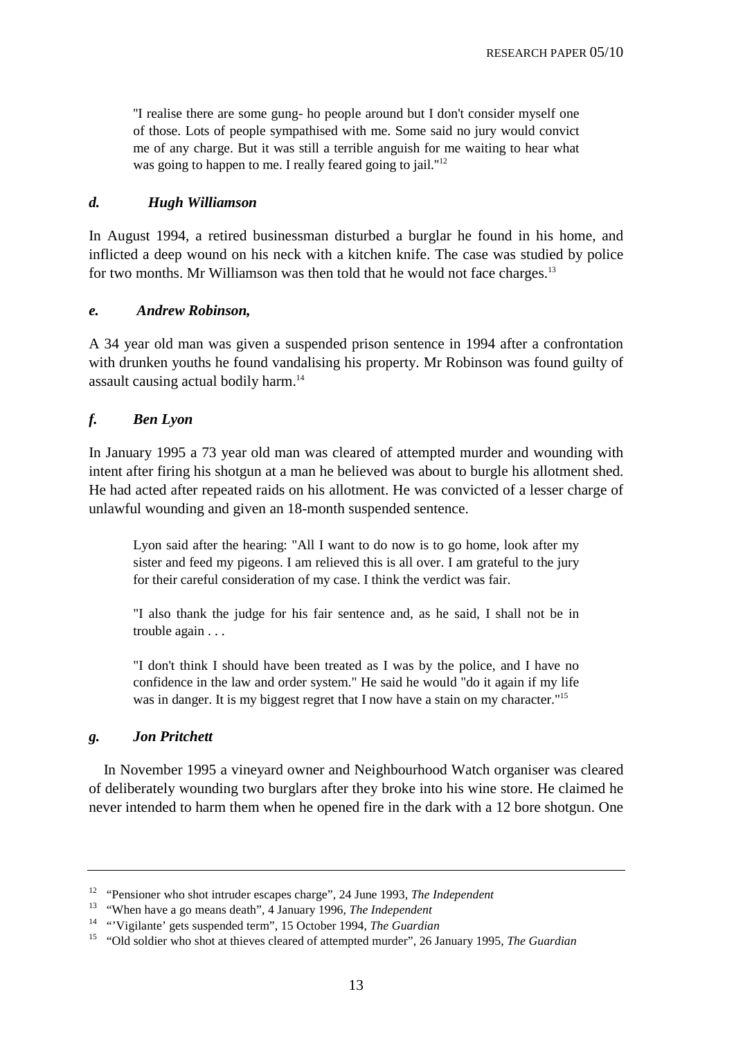> "I realise there are some gung- ho people around but I don't consider myself one of those. Lots of people sympathised with me. Some said no jury would convict me of any charge. But it was still a terrible anguish for me waiting to hear what was going to happen to me. I really feared going to jail."[12]

### *d. Hugh Williamson*

In August 1994, a retired businessman disturbed a burglar he found in his home, and inflicted a deep wound on his neck with a kitchen knife. The case was studied by police for two months. Mr Williamson was then told that he would not face charges.[13]

### *e. Andrew Robinson,*

A 34 year old man was given a suspended prison sentence in 1994 after a confrontation with drunken youths he found vandalising his property. Mr Robinson was found guilty of assault causing actual bodily harm.[14]

### *f. Ben Lyon*

In January 1995 a 73 year old man was cleared of attempted murder and wounding with intent after firing his shotgun at a man he believed was about to burgle his allotment shed. He had acted after repeated raids on his allotment. He was convicted of a lesser charge of unlawful wounding and given an 18-month suspended sentence.

> Lyon said after the hearing: "All I want to do now is to go home, look after my sister and feed my pigeons. I am relieved this is all over. I am grateful to the jury for their careful consideration of my case. I think the verdict was fair.
>
> "I also thank the judge for his fair sentence and, as he said, I shall not be in trouble again . . .
>
> "I don't think I should have been treated as I was by the police, and I have no confidence in the law and order system." He said he would "do it again if my life was in danger. It is my biggest regret that I now have a stain on my character."[15]

### *g. Jon Pritchett*

In November 1995 a vineyard owner and Neighbourhood Watch organiser was cleared of deliberately wounding two burglars after they broke into his wine store. He claimed he never intended to harm them when he opened fire in the dark with a 12 bore shotgun. One

---

[12] "Pensioner who shot intruder escapes charge", 24 June 1993, *The Independent*

[13] "When have a go means death", 4 January 1996, *The Independent*

[14] "'Vigilante' gets suspended term", 15 October 1994, *The Guardian*

[15] "Old soldier who shot at thieves cleared of attempted murder", 26 January 1995, *The Guardian*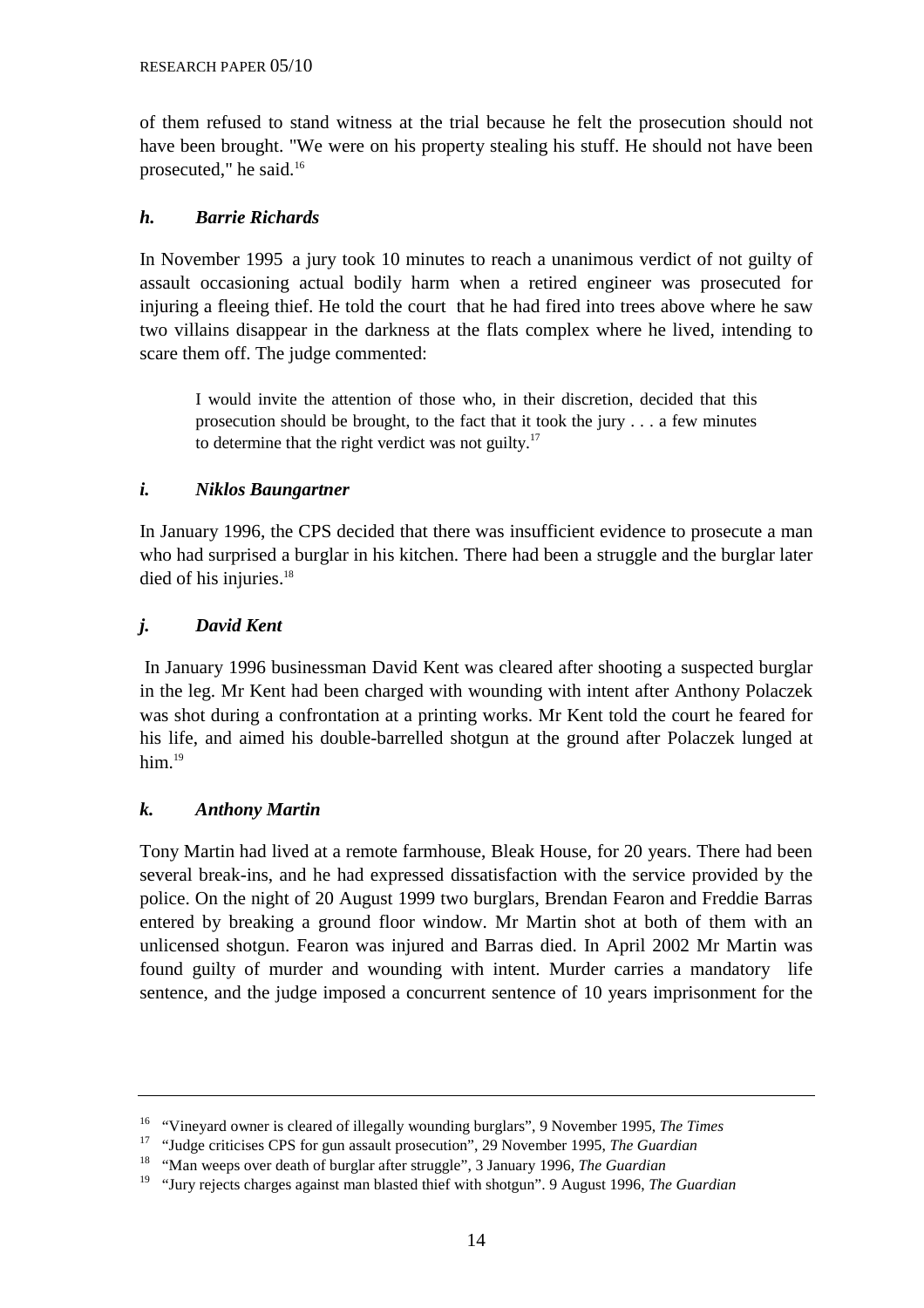of them refused to stand witness at the trial because he felt the prosecution should not have been brought. "We were on his property stealing his stuff. He should not have been prosecuted," he said.[16]

### *h. Barrie Richards*

In November 1995 a jury took 10 minutes to reach a unanimous verdict of not guilty of assault occasioning actual bodily harm when a retired engineer was prosecuted for injuring a fleeing thief. He told the court that he had fired into trees above where he saw two villains disappear in the darkness at the flats complex where he lived, intending to scare them off. The judge commented:

> I would invite the attention of those who, in their discretion, decided that this prosecution should be brought, to the fact that it took the jury . . . a few minutes to determine that the right verdict was not guilty.[17]

### *i. Niklos Baungartner*

In January 1996, the CPS decided that there was insufficient evidence to prosecute a man who had surprised a burglar in his kitchen. There had been a struggle and the burglar later died of his injuries.[18]

### *j. David Kent*

In January 1996 businessman David Kent was cleared after shooting a suspected burglar in the leg. Mr Kent had been charged with wounding with intent after Anthony Polaczek was shot during a confrontation at a printing works. Mr Kent told the court he feared for his life, and aimed his double-barrelled shotgun at the ground after Polaczek lunged at him.[19]

### *k. Anthony Martin*

Tony Martin had lived at a remote farmhouse, Bleak House, for 20 years. There had been several break-ins, and he had expressed dissatisfaction with the service provided by the police. On the night of 20 August 1999 two burglars, Brendan Fearon and Freddie Barras entered by breaking a ground floor window. Mr Martin shot at both of them with an unlicensed shotgun. Fearon was injured and Barras died. In April 2002 Mr Martin was found guilty of murder and wounding with intent. Murder carries a mandatory life sentence, and the judge imposed a concurrent sentence of 10 years imprisonment for the

---

[16] "Vineyard owner is cleared of illegally wounding burglars", 9 November 1995, *The Times*

[17] "Judge criticises CPS for gun assault prosecution", 29 November 1995, *The Guardian*

[18] "Man weeps over death of burglar after struggle", 3 January 1996, *The Guardian*

[19] "Jury rejects charges against man blasted thief with shotgun". 9 August 1996, *The Guardian*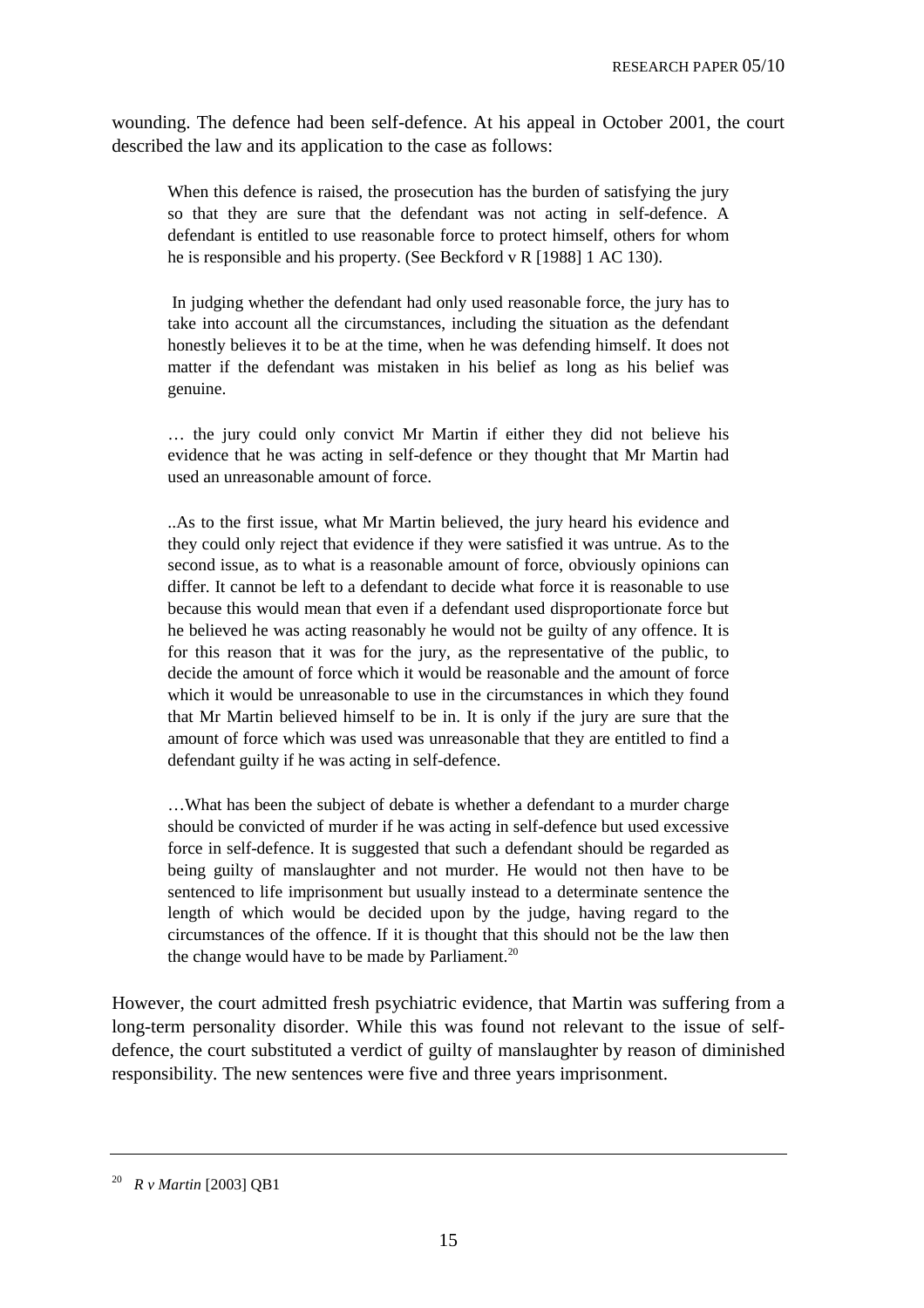wounding. The defence had been self-defence. At his appeal in October 2001, the court described the law and its application to the case as follows:

> When this defence is raised, the prosecution has the burden of satisfying the jury so that they are sure that the defendant was not acting in self-defence. A defendant is entitled to use reasonable force to protect himself, others for whom he is responsible and his property. (See Beckford v R [1988] 1 AC 130).
>
> In judging whether the defendant had only used reasonable force, the jury has to take into account all the circumstances, including the situation as the defendant honestly believes it to be at the time, when he was defending himself. It does not matter if the defendant was mistaken in his belief as long as his belief was genuine.
>
> … the jury could only convict Mr Martin if either they did not believe his evidence that he was acting in self-defence or they thought that Mr Martin had used an unreasonable amount of force.
>
> ..As to the first issue, what Mr Martin believed, the jury heard his evidence and they could only reject that evidence if they were satisfied it was untrue. As to the second issue, as to what is a reasonable amount of force, obviously opinions can differ. It cannot be left to a defendant to decide what force it is reasonable to use because this would mean that even if a defendant used disproportionate force but he believed he was acting reasonably he would not be guilty of any offence. It is for this reason that it was for the jury, as the representative of the public, to decide the amount of force which it would be reasonable and the amount of force which it would be unreasonable to use in the circumstances in which they found that Mr Martin believed himself to be in. It is only if the jury are sure that the amount of force which was used was unreasonable that they are entitled to find a defendant guilty if he was acting in self-defence.
>
> …What has been the subject of debate is whether a defendant to a murder charge should be convicted of murder if he was acting in self-defence but used excessive force in self-defence. It is suggested that such a defendant should be regarded as being guilty of manslaughter and not murder. He would not then have to be sentenced to life imprisonment but usually instead to a determinate sentence the length of which would be decided upon by the judge, having regard to the circumstances of the offence. If it is thought that this should not be the law then the change would have to be made by Parliament.[20]

However, the court admitted fresh psychiatric evidence, that Martin was suffering from a long-term personality disorder. While this was found not relevant to the issue of self-defence, the court substituted a verdict of guilty of manslaughter by reason of diminished responsibility. The new sentences were five and three years imprisonment.

---

[20] *R v Martin* [2003] QB1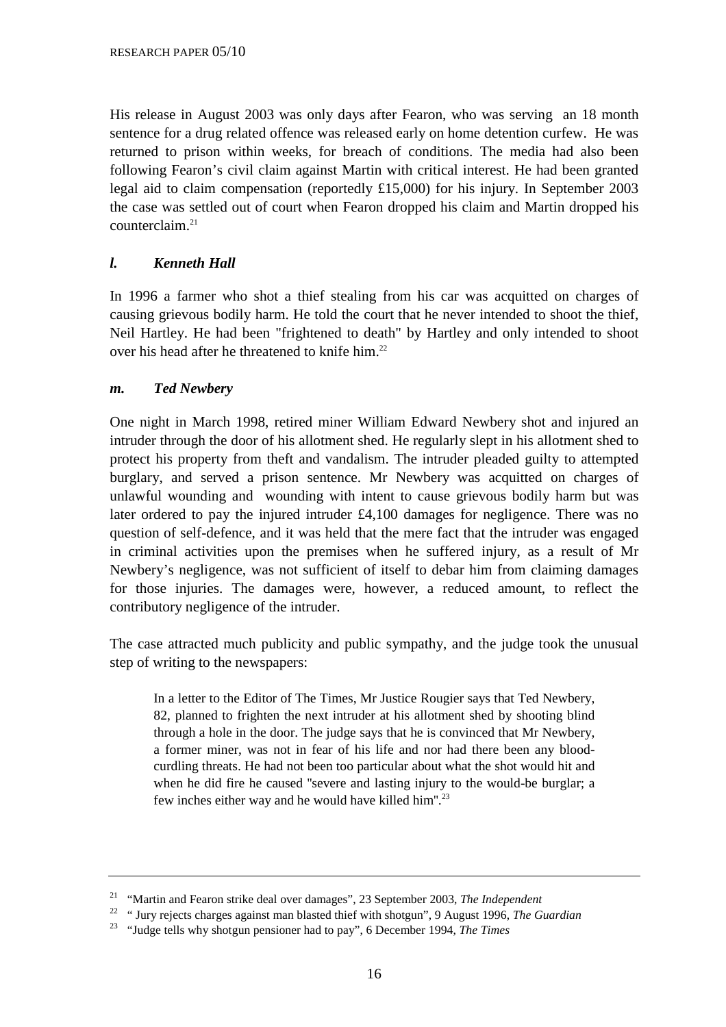His release in August 2003 was only days after Fearon, who was serving an 18 month sentence for a drug related offence was released early on home detention curfew. He was returned to prison within weeks, for breach of conditions. The media had also been following Fearon's civil claim against Martin with critical interest. He had been granted legal aid to claim compensation (reportedly £15,000) for his injury. In September 2003 the case was settled out of court when Fearon dropped his claim and Martin dropped his counterclaim.[21]

### *l. Kenneth Hall*

In 1996 a farmer who shot a thief stealing from his car was acquitted on charges of causing grievous bodily harm. He told the court that he never intended to shoot the thief, Neil Hartley. He had been "frightened to death" by Hartley and only intended to shoot over his head after he threatened to knife him.[22]

### *m. Ted Newbery*

One night in March 1998, retired miner William Edward Newbery shot and injured an intruder through the door of his allotment shed. He regularly slept in his allotment shed to protect his property from theft and vandalism. The intruder pleaded guilty to attempted burglary, and served a prison sentence. Mr Newbery was acquitted on charges of unlawful wounding and wounding with intent to cause grievous bodily harm but was later ordered to pay the injured intruder £4,100 damages for negligence. There was no question of self-defence, and it was held that the mere fact that the intruder was engaged in criminal activities upon the premises when he suffered injury, as a result of Mr Newbery's negligence, was not sufficient of itself to debar him from claiming damages for those injuries. The damages were, however, a reduced amount, to reflect the contributory negligence of the intruder.

The case attracted much publicity and public sympathy, and the judge took the unusual step of writing to the newspapers:

> In a letter to the Editor of The Times, Mr Justice Rougier says that Ted Newbery, 82, planned to frighten the next intruder at his allotment shed by shooting blind through a hole in the door. The judge says that he is convinced that Mr Newbery, a former miner, was not in fear of his life and nor had there been any blood-curdling threats. He had not been too particular about what the shot would hit and when he did fire he caused "severe and lasting injury to the would-be burglar; a few inches either way and he would have killed him".[23]

---

[21] "Martin and Fearon strike deal over damages", 23 September 2003, *The Independent*

[22] " Jury rejects charges against man blasted thief with shotgun", 9 August 1996, *The Guardian*

[23] "Judge tells why shotgun pensioner had to pay", 6 December 1994, *The Times*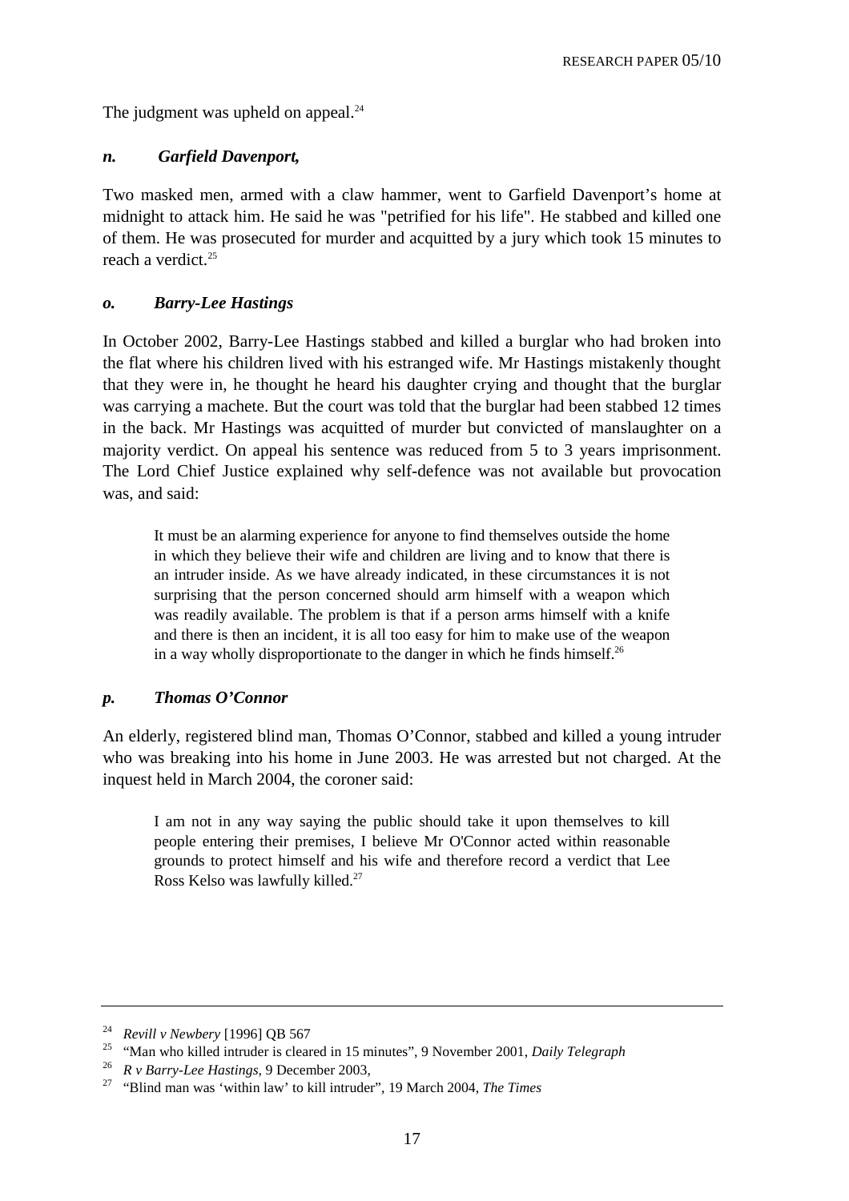The judgment was upheld on appeal.[24]

### *n. Garfield Davenport,*

Two masked men, armed with a claw hammer, went to Garfield Davenport's home at midnight to attack him. He said he was "petrified for his life". He stabbed and killed one of them. He was prosecuted for murder and acquitted by a jury which took 15 minutes to reach a verdict.[25]

### *o. Barry-Lee Hastings*

In October 2002, Barry-Lee Hastings stabbed and killed a burglar who had broken into the flat where his children lived with his estranged wife. Mr Hastings mistakenly thought that they were in, he thought he heard his daughter crying and thought that the burglar was carrying a machete. But the court was told that the burglar had been stabbed 12 times in the back. Mr Hastings was acquitted of murder but convicted of manslaughter on a majority verdict. On appeal his sentence was reduced from 5 to 3 years imprisonment. The Lord Chief Justice explained why self-defence was not available but provocation was, and said:

> It must be an alarming experience for anyone to find themselves outside the home in which they believe their wife and children are living and to know that there is an intruder inside. As we have already indicated, in these circumstances it is not surprising that the person concerned should arm himself with a weapon which was readily available. The problem is that if a person arms himself with a knife and there is then an incident, it is all too easy for him to make use of the weapon in a way wholly disproportionate to the danger in which he finds himself.[26]

### *p. Thomas O'Connor*

An elderly, registered blind man, Thomas O'Connor, stabbed and killed a young intruder who was breaking into his home in June 2003. He was arrested but not charged. At the inquest held in March 2004, the coroner said:

> I am not in any way saying the public should take it upon themselves to kill people entering their premises, I believe Mr O'Connor acted within reasonable grounds to protect himself and his wife and therefore record a verdict that Lee Ross Kelso was lawfully killed.[27]

---

[24] *Revill v Newbery* [1996] QB 567

[25] "Man who killed intruder is cleared in 15 minutes", 9 November 2001, *Daily Telegraph*

[26] *R v Barry-Lee Hastings*, 9 December 2003,

[27] "Blind man was 'within law' to kill intruder", 19 March 2004, *The Times*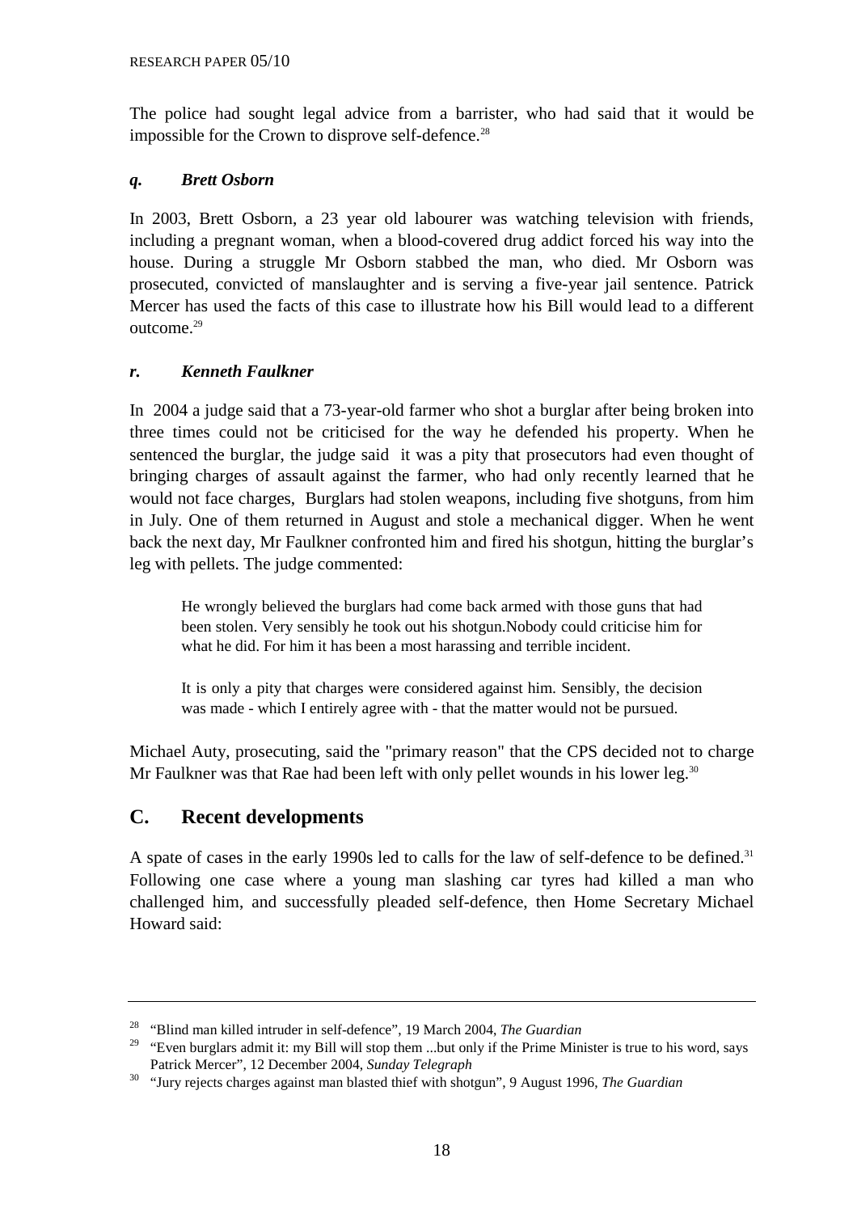The police had sought legal advice from a barrister, who had said that it would be impossible for the Crown to disprove self-defence.[28]

### *q. Brett Osborn*

In 2003, Brett Osborn, a 23 year old labourer was watching television with friends, including a pregnant woman, when a blood-covered drug addict forced his way into the house. During a struggle Mr Osborn stabbed the man, who died. Mr Osborn was prosecuted, convicted of manslaughter and is serving a five-year jail sentence. Patrick Mercer has used the facts of this case to illustrate how his Bill would lead to a different outcome.[29]

### *r. Kenneth Faulkner*

In 2004 a judge said that a 73-year-old farmer who shot a burglar after being broken into three times could not be criticised for the way he defended his property. When he sentenced the burglar, the judge said it was a pity that prosecutors had even thought of bringing charges of assault against the farmer, who had only recently learned that he would not face charges, Burglars had stolen weapons, including five shotguns, from him in July. One of them returned in August and stole a mechanical digger. When he went back the next day, Mr Faulkner confronted him and fired his shotgun, hitting the burglar's leg with pellets. The judge commented:

> He wrongly believed the burglars had come back armed with those guns that had been stolen. Very sensibly he took out his shotgun.Nobody could criticise him for what he did. For him it has been a most harassing and terrible incident.
>
> It is only a pity that charges were considered against him. Sensibly, the decision was made - which I entirely agree with - that the matter would not be pursued.

Michael Auty, prosecuting, said the "primary reason" that the CPS decided not to charge Mr Faulkner was that Rae had been left with only pellet wounds in his lower leg.[30]

## C. Recent developments

A spate of cases in the early 1990s led to calls for the law of self-defence to be defined.[31] Following one case where a young man slashing car tyres had killed a man who challenged him, and successfully pleaded self-defence, then Home Secretary Michael Howard said:

---

[28] "Blind man killed intruder in self-defence", 19 March 2004, *The Guardian*

[29] "Even burglars admit it: my Bill will stop them ...but only if the Prime Minister is true to his word, says Patrick Mercer", 12 December 2004, *Sunday Telegraph*

[30] "Jury rejects charges against man blasted thief with shotgun", 9 August 1996, *The Guardian*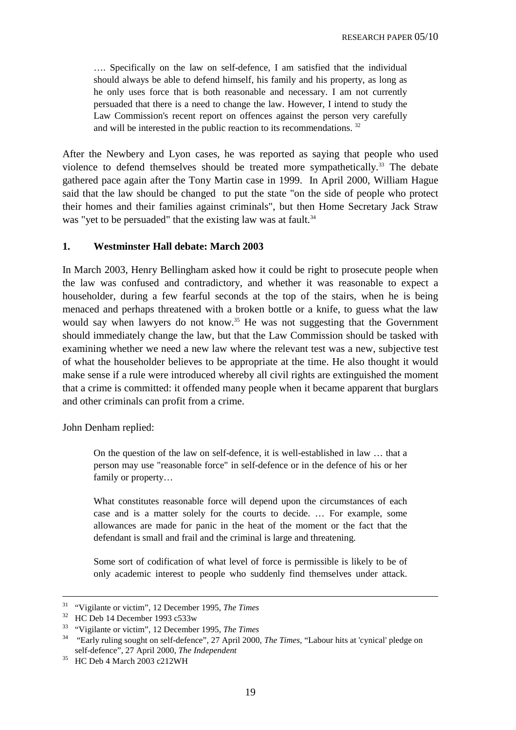> …. Specifically on the law on self-defence, I am satisfied that the individual should always be able to defend himself, his family and his property, as long as he only uses force that is both reasonable and necessary. I am not currently persuaded that there is a need to change the law. However, I intend to study the Law Commission's recent report on offences against the person very carefully and will be interested in the public reaction to its recommendations. [32]

After the Newbery and Lyon cases, he was reported as saying that people who used violence to defend themselves should be treated more sympathetically.[33] The debate gathered pace again after the Tony Martin case in 1999. In April 2000, William Hague said that the law should be changed to put the state "on the side of people who protect their homes and their families against criminals", but then Home Secretary Jack Straw was "yet to be persuaded" that the existing law was at fault.[34]

## 1. Westminster Hall debate: March 2003

In March 2003, Henry Bellingham asked how it could be right to prosecute people when the law was confused and contradictory, and whether it was reasonable to expect a householder, during a few fearful seconds at the top of the stairs, when he is being menaced and perhaps threatened with a broken bottle or a knife, to guess what the law would say when lawyers do not know.[35] He was not suggesting that the Government should immediately change the law, but that the Law Commission should be tasked with examining whether we need a new law where the relevant test was a new, subjective test of what the householder believes to be appropriate at the time. He also thought it would make sense if a rule were introduced whereby all civil rights are extinguished the moment that a crime is committed: it offended many people when it became apparent that burglars and other criminals can profit from a crime.

John Denham replied:

> On the question of the law on self-defence, it is well-established in law … that a person may use "reasonable force" in self-defence or in the defence of his or her family or property…
>
> What constitutes reasonable force will depend upon the circumstances of each case and is a matter solely for the courts to decide. … For example, some allowances are made for panic in the heat of the moment or the fact that the defendant is small and frail and the criminal is large and threatening.
>
> Some sort of codification of what level of force is permissible is likely to be of only academic interest to people who suddenly find themselves under attack.

---

[31] "Vigilante or victim", 12 December 1995, *The Times*

[32] HC Deb 14 December 1993 c533w

[33] "Vigilante or victim", 12 December 1995, *The Times*

[34] "Early ruling sought on self-defence", 27 April 2000, *The Times*, "Labour hits at 'cynical' pledge on self-defence", 27 April 2000, *The Independent*

[35] HC Deb 4 March 2003 c212WH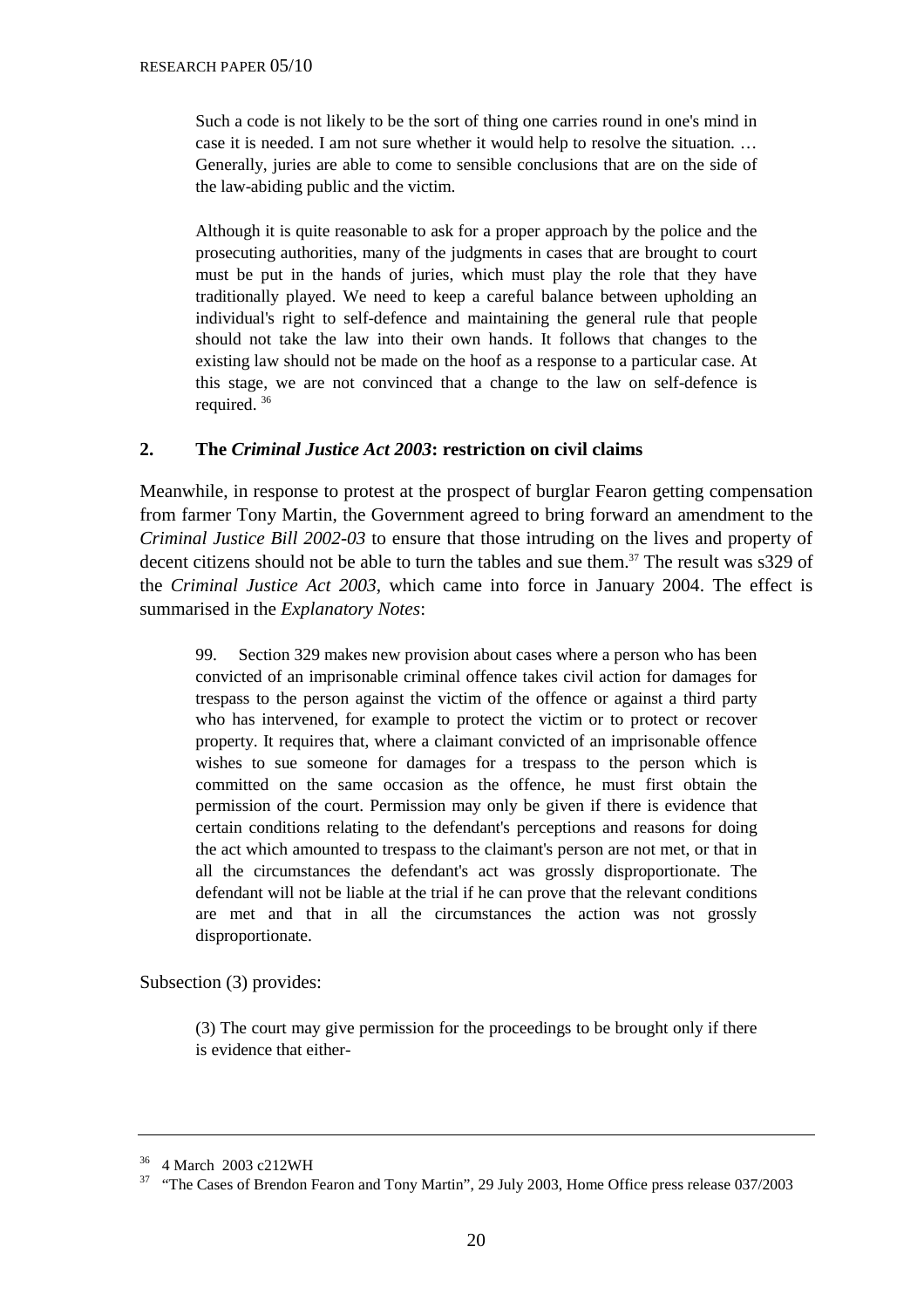> Such a code is not likely to be the sort of thing one carries round in one's mind in case it is needed. I am not sure whether it would help to resolve the situation. … Generally, juries are able to come to sensible conclusions that are on the side of the law-abiding public and the victim.
>
> Although it is quite reasonable to ask for a proper approach by the police and the prosecuting authorities, many of the judgments in cases that are brought to court must be put in the hands of juries, which must play the role that they have traditionally played. We need to keep a careful balance between upholding an individual's right to self-defence and maintaining the general rule that people should not take the law into their own hands. It follows that changes to the existing law should not be made on the hoof as a response to a particular case. At this stage, we are not convinced that a change to the law on self-defence is required. [36]

## 2. The *Criminal Justice Act 2003*: restriction on civil claims

Meanwhile, in response to protest at the prospect of burglar Fearon getting compensation from farmer Tony Martin, the Government agreed to bring forward an amendment to the *Criminal Justice Bill 2002-03* to ensure that those intruding on the lives and property of decent citizens should not be able to turn the tables and sue them.[37] The result was s329 of the *Criminal Justice Act 2003*, which came into force in January 2004. The effect is summarised in the *Explanatory Notes*:

> 99. Section 329 makes new provision about cases where a person who has been convicted of an imprisonable criminal offence takes civil action for damages for trespass to the person against the victim of the offence or against a third party who has intervened, for example to protect the victim or to protect or recover property. It requires that, where a claimant convicted of an imprisonable offence wishes to sue someone for damages for a trespass to the person which is committed on the same occasion as the offence, he must first obtain the permission of the court. Permission may only be given if there is evidence that certain conditions relating to the defendant's perceptions and reasons for doing the act which amounted to trespass to the claimant's person are not met, or that in all the circumstances the defendant's act was grossly disproportionate. The defendant will not be liable at the trial if he can prove that the relevant conditions are met and that in all the circumstances the action was not grossly disproportionate.

Subsection (3) provides:

> (3) The court may give permission for the proceedings to be brought only if there is evidence that either-

---

[36] 4 March 2003 c212WH

[37] "The Cases of Brendon Fearon and Tony Martin", 29 July 2003, Home Office press release 037/2003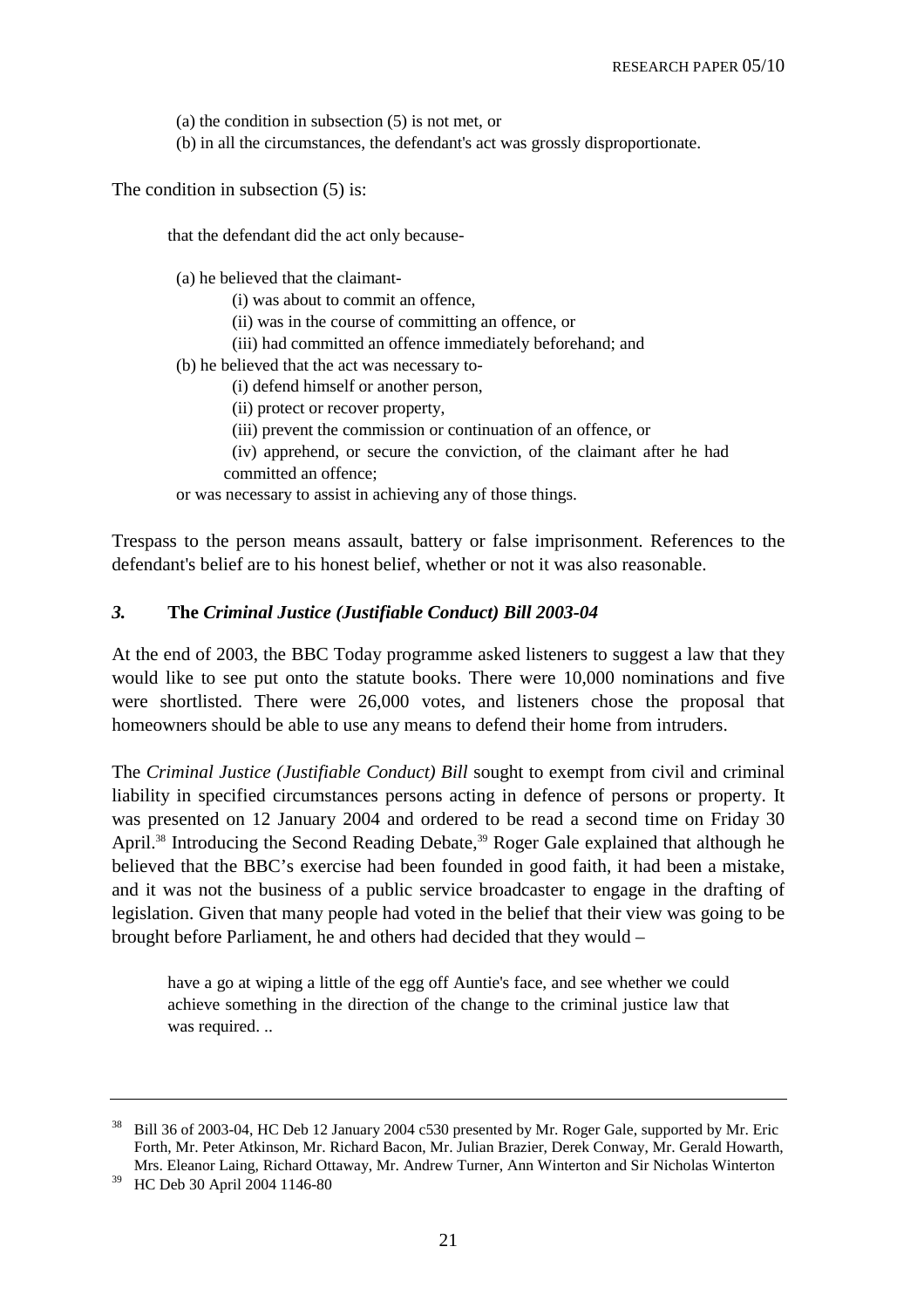(a) the condition in subsection (5) is not met, or

(b) in all the circumstances, the defendant's act was grossly disproportionate.

The condition in subsection (5) is:

> that the defendant did the act only because-
>
> (a) he believed that the claimant-
>
> (i) was about to commit an offence,
>
> (ii) was in the course of committing an offence, or
>
> (iii) had committed an offence immediately beforehand; and
>
> (b) he believed that the act was necessary to-
>
> (i) defend himself or another person,
>
> (ii) protect or recover property,
>
> (iii) prevent the commission or continuation of an offence, or
>
> (iv) apprehend, or secure the conviction, of the claimant after he had committed an offence;
>
> or was necessary to assist in achieving any of those things.

Trespass to the person means assault, battery or false imprisonment. References to the defendant's belief are to his honest belief, whether or not it was also reasonable.

### *3.* **The *Criminal Justice (Justifiable Conduct) Bill 2003-04***

At the end of 2003, the BBC Today programme asked listeners to suggest a law that they would like to see put onto the statute books. There were 10,000 nominations and five were shortlisted. There were 26,000 votes, and listeners chose the proposal that homeowners should be able to use any means to defend their home from intruders.

The *Criminal Justice (Justifiable Conduct) Bill* sought to exempt from civil and criminal liability in specified circumstances persons acting in defence of persons or property. It was presented on 12 January 2004 and ordered to be read a second time on Friday 30 April.[38] Introducing the Second Reading Debate,[39] Roger Gale explained that although he believed that the BBC's exercise had been founded in good faith, it had been a mistake, and it was not the business of a public service broadcaster to engage in the drafting of legislation. Given that many people had voted in the belief that their view was going to be brought before Parliament, he and others had decided that they would –

> have a go at wiping a little of the egg off Auntie's face, and see whether we could achieve something in the direction of the change to the criminal justice law that was required. ..

---

[38] Bill 36 of 2003-04, HC Deb 12 January 2004 c530 presented by Mr. Roger Gale, supported by Mr. Eric Forth, Mr. Peter Atkinson, Mr. Richard Bacon, Mr. Julian Brazier, Derek Conway, Mr. Gerald Howarth, Mrs. Eleanor Laing, Richard Ottaway, Mr. Andrew Turner, Ann Winterton and Sir Nicholas Winterton

[39] HC Deb 30 April 2004 1146-80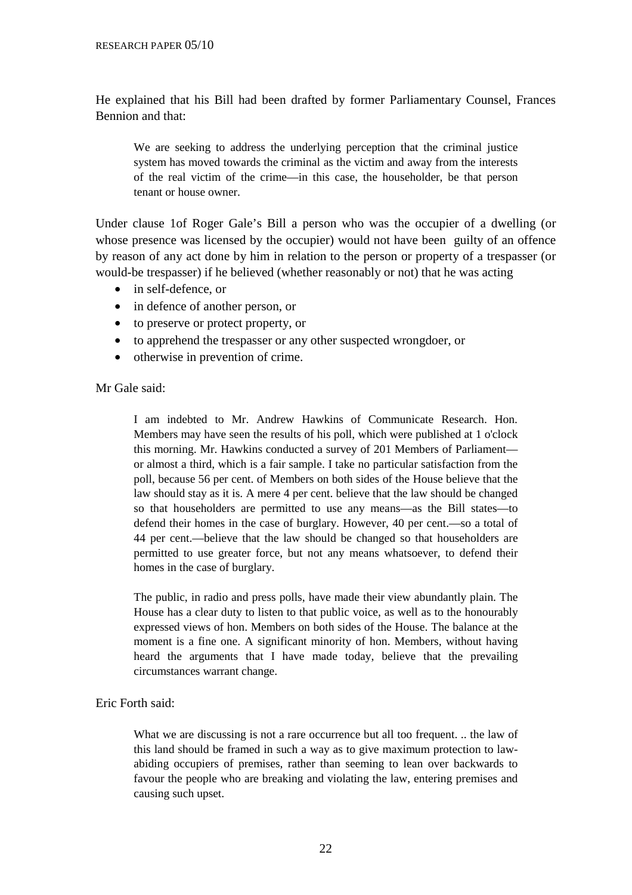He explained that his Bill had been drafted by former Parliamentary Counsel, Frances Bennion and that:

> We are seeking to address the underlying perception that the criminal justice system has moved towards the criminal as the victim and away from the interests of the real victim of the crime—in this case, the householder, be that person tenant or house owner.

Under clause 1of Roger Gale's Bill a person who was the occupier of a dwelling (or whose presence was licensed by the occupier) would not have been guilty of an offence by reason of any act done by him in relation to the person or property of a trespasser (or would-be trespasser) if he believed (whether reasonably or not) that he was acting

- in self-defence, or
- in defence of another person, or
- to preserve or protect property, or
- to apprehend the trespasser or any other suspected wrongdoer, or
- otherwise in prevention of crime.

Mr Gale said:

> I am indebted to Mr. Andrew Hawkins of Communicate Research. Hon. Members may have seen the results of his poll, which were published at 1 o'clock this morning. Mr. Hawkins conducted a survey of 201 Members of Parliament—or almost a third, which is a fair sample. I take no particular satisfaction from the poll, because 56 per cent. of Members on both sides of the House believe that the law should stay as it is. A mere 4 per cent. believe that the law should be changed so that householders are permitted to use any means—as the Bill states—to defend their homes in the case of burglary. However, 40 per cent.—so a total of 44 per cent.—believe that the law should be changed so that householders are permitted to use greater force, but not any means whatsoever, to defend their homes in the case of burglary.
>
> The public, in radio and press polls, have made their view abundantly plain. The House has a clear duty to listen to that public voice, as well as to the honourably expressed views of hon. Members on both sides of the House. The balance at the moment is a fine one. A significant minority of hon. Members, without having heard the arguments that I have made today, believe that the prevailing circumstances warrant change.

Eric Forth said:

> What we are discussing is not a rare occurrence but all too frequent. .. the law of this land should be framed in such a way as to give maximum protection to law-abiding occupiers of premises, rather than seeming to lean over backwards to favour the people who are breaking and violating the law, entering premises and causing such upset.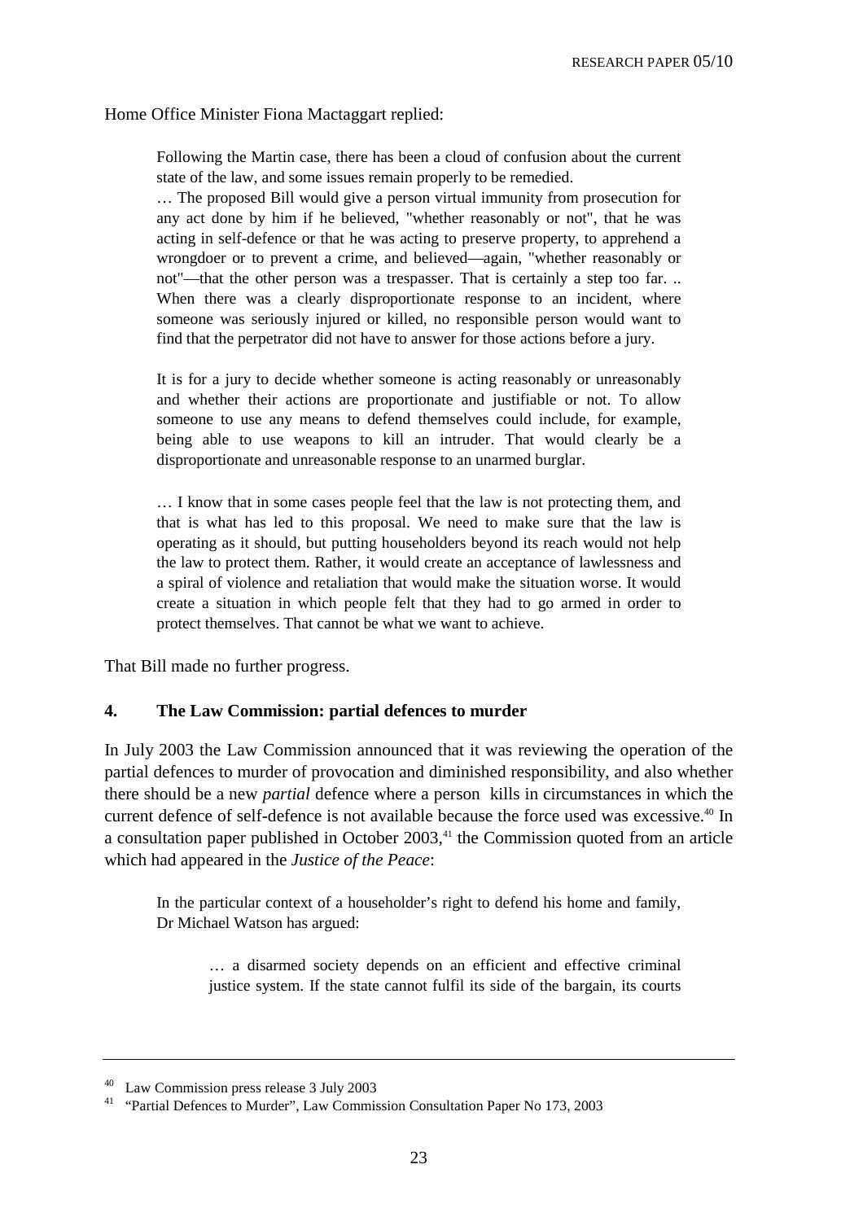Home Office Minister Fiona Mactaggart replied:

> Following the Martin case, there has been a cloud of confusion about the current state of the law, and some issues remain properly to be remedied.
>
> … The proposed Bill would give a person virtual immunity from prosecution for any act done by him if he believed, "whether reasonably or not", that he was acting in self-defence or that he was acting to preserve property, to apprehend a wrongdoer or to prevent a crime, and believed—again, "whether reasonably or not"—that the other person was a trespasser. That is certainly a step too far. .. When there was a clearly disproportionate response to an incident, where someone was seriously injured or killed, no responsible person would want to find that the perpetrator did not have to answer for those actions before a jury.
>
> It is for a jury to decide whether someone is acting reasonably or unreasonably and whether their actions are proportionate and justifiable or not. To allow someone to use any means to defend themselves could include, for example, being able to use weapons to kill an intruder. That would clearly be a disproportionate and unreasonable response to an unarmed burglar.
>
> … I know that in some cases people feel that the law is not protecting them, and that is what has led to this proposal. We need to make sure that the law is operating as it should, but putting householders beyond its reach would not help the law to protect them. Rather, it would create an acceptance of lawlessness and a spiral of violence and retaliation that would make the situation worse. It would create a situation in which people felt that they had to go armed in order to protect themselves. That cannot be what we want to achieve.

That Bill made no further progress.

## 4. The Law Commission: partial defences to murder

In July 2003 the Law Commission announced that it was reviewing the operation of the partial defences to murder of provocation and diminished responsibility, and also whether there should be a new *partial* defence where a person kills in circumstances in which the current defence of self-defence is not available because the force used was excessive.[40] In a consultation paper published in October 2003,[41] the Commission quoted from an article which had appeared in the *Justice of the Peace*:

> In the particular context of a householder's right to defend his home and family, Dr Michael Watson has argued:
>
>> … a disarmed society depends on an efficient and effective criminal justice system. If the state cannot fulfil its side of the bargain, its courts

---

[40] Law Commission press release 3 July 2003

[41] "Partial Defences to Murder", Law Commission Consultation Paper No 173, 2003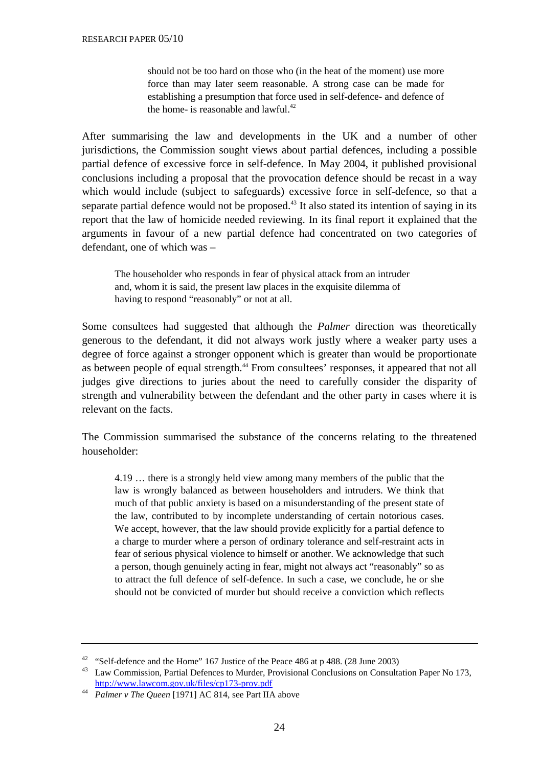> should not be too hard on those who (in the heat of the moment) use more force than may later seem reasonable. A strong case can be made for establishing a presumption that force used in self-defence- and defence of the home- is reasonable and lawful.[42]

After summarising the law and developments in the UK and a number of other jurisdictions, the Commission sought views about partial defences, including a possible partial defence of excessive force in self-defence. In May 2004, it published provisional conclusions including a proposal that the provocation defence should be recast in a way which would include (subject to safeguards) excessive force in self-defence, so that a separate partial defence would not be proposed.[43] It also stated its intention of saying in its report that the law of homicide needed reviewing. In its final report it explained that the arguments in favour of a new partial defence had concentrated on two categories of defendant, one of which was –

> The householder who responds in fear of physical attack from an intruder and, whom it is said, the present law places in the exquisite dilemma of having to respond "reasonably" or not at all.

Some consultees had suggested that although the *Palmer* direction was theoretically generous to the defendant, it did not always work justly where a weaker party uses a degree of force against a stronger opponent which is greater than would be proportionate as between people of equal strength.[44] From consultees' responses, it appeared that not all judges give directions to juries about the need to carefully consider the disparity of strength and vulnerability between the defendant and the other party in cases where it is relevant on the facts.

The Commission summarised the substance of the concerns relating to the threatened householder:

> 4.19 … there is a strongly held view among many members of the public that the law is wrongly balanced as between householders and intruders. We think that much of that public anxiety is based on a misunderstanding of the present state of the law, contributed to by incomplete understanding of certain notorious cases. We accept, however, that the law should provide explicitly for a partial defence to a charge to murder where a person of ordinary tolerance and self-restraint acts in fear of serious physical violence to himself or another. We acknowledge that such a person, though genuinely acting in fear, might not always act "reasonably" so as to attract the full defence of self-defence. In such a case, we conclude, he or she should not be convicted of murder but should receive a conviction which reflects

---

[42] "Self-defence and the Home" 167 Justice of the Peace 486 at p 488. (28 June 2003)

[43] Law Commission, Partial Defences to Murder, Provisional Conclusions on Consultation Paper No 173, http://www.lawcom.gov.uk/files/cp173-prov.pdf

[44] *Palmer v The Queen* [1971] AC 814, see Part IIA above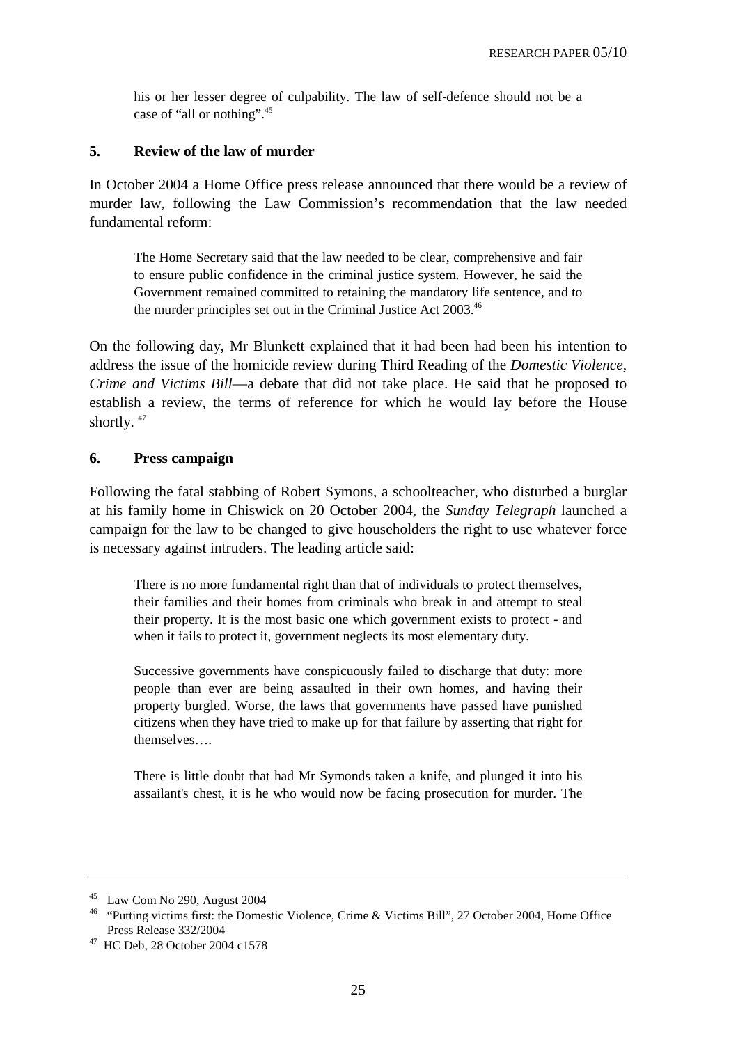his or her lesser degree of culpability. The law of self-defence should not be a case of "all or nothing".[45]

## 5. Review of the law of murder

In October 2004 a Home Office press release announced that there would be a review of murder law, following the Law Commission's recommendation that the law needed fundamental reform:

> The Home Secretary said that the law needed to be clear, comprehensive and fair to ensure public confidence in the criminal justice system. However, he said the Government remained committed to retaining the mandatory life sentence, and to the murder principles set out in the Criminal Justice Act 2003.[46]

On the following day, Mr Blunkett explained that it had been had been his intention to address the issue of the homicide review during Third Reading of the *Domestic Violence, Crime and Victims Bill*—a debate that did not take place. He said that he proposed to establish a review, the terms of reference for which he would lay before the House shortly. [47]

## 6. Press campaign

Following the fatal stabbing of Robert Symons, a schoolteacher, who disturbed a burglar at his family home in Chiswick on 20 October 2004, the *Sunday Telegraph* launched a campaign for the law to be changed to give householders the right to use whatever force is necessary against intruders. The leading article said:

> There is no more fundamental right than that of individuals to protect themselves, their families and their homes from criminals who break in and attempt to steal their property. It is the most basic one which government exists to protect - and when it fails to protect it, government neglects its most elementary duty.
>
> Successive governments have conspicuously failed to discharge that duty: more people than ever are being assaulted in their own homes, and having their property burgled. Worse, the laws that governments have passed have punished citizens when they have tried to make up for that failure by asserting that right for themselves….
>
> There is little doubt that had Mr Symonds taken a knife, and plunged it into his assailant's chest, it is he who would now be facing prosecution for murder. The

---

[45] Law Com No 290, August 2004

[46] "Putting victims first: the Domestic Violence, Crime & Victims Bill", 27 October 2004, Home Office Press Release 332/2004

[47] HC Deb, 28 October 2004 c1578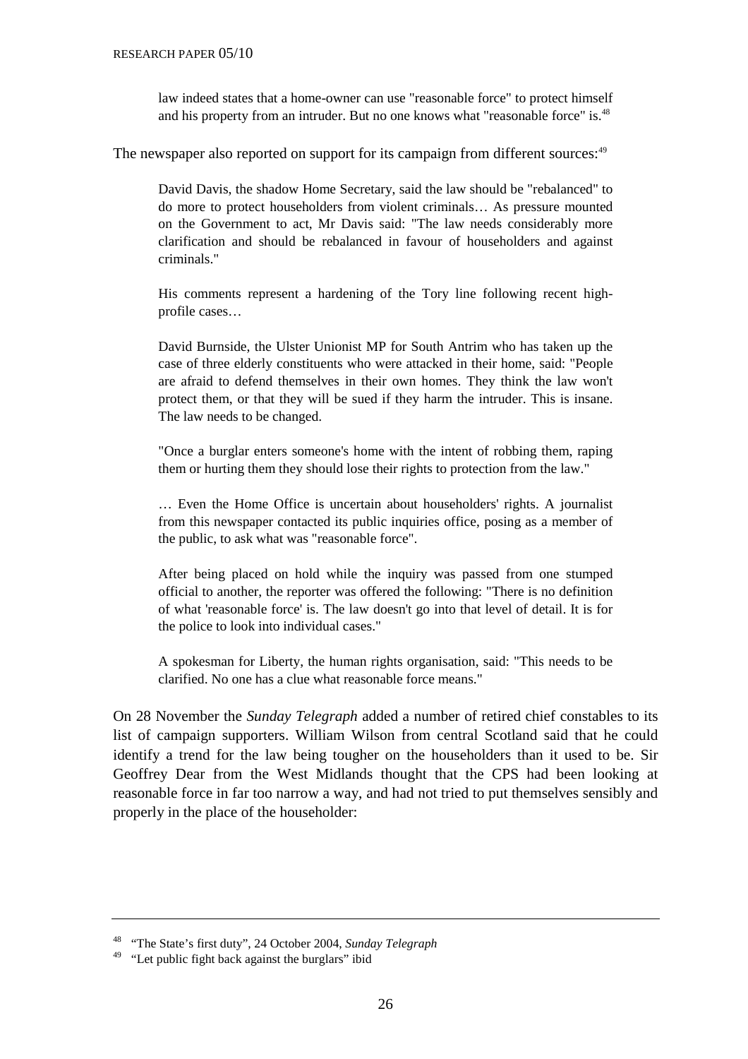> law indeed states that a home-owner can use "reasonable force" to protect himself and his property from an intruder. But no one knows what "reasonable force" is.[48]

The newspaper also reported on support for its campaign from different sources:[49]

> David Davis, the shadow Home Secretary, said the law should be "rebalanced" to do more to protect householders from violent criminals… As pressure mounted on the Government to act, Mr Davis said: "The law needs considerably more clarification and should be rebalanced in favour of householders and against criminals."
>
> His comments represent a hardening of the Tory line following recent high-profile cases…
>
> David Burnside, the Ulster Unionist MP for South Antrim who has taken up the case of three elderly constituents who were attacked in their home, said: "People are afraid to defend themselves in their own homes. They think the law won't protect them, or that they will be sued if they harm the intruder. This is insane. The law needs to be changed.
>
> "Once a burglar enters someone's home with the intent of robbing them, raping them or hurting them they should lose their rights to protection from the law."
>
> … Even the Home Office is uncertain about householders' rights. A journalist from this newspaper contacted its public inquiries office, posing as a member of the public, to ask what was "reasonable force".
>
> After being placed on hold while the inquiry was passed from one stumped official to another, the reporter was offered the following: "There is no definition of what 'reasonable force' is. The law doesn't go into that level of detail. It is for the police to look into individual cases."
>
> A spokesman for Liberty, the human rights organisation, said: "This needs to be clarified. No one has a clue what reasonable force means."

On 28 November the *Sunday Telegraph* added a number of retired chief constables to its list of campaign supporters. William Wilson from central Scotland said that he could identify a trend for the law being tougher on the householders than it used to be. Sir Geoffrey Dear from the West Midlands thought that the CPS had been looking at reasonable force in far too narrow a way, and had not tried to put themselves sensibly and properly in the place of the householder:

---

[48] "The State's first duty", 24 October 2004, *Sunday Telegraph*

[49] "Let public fight back against the burglars" ibid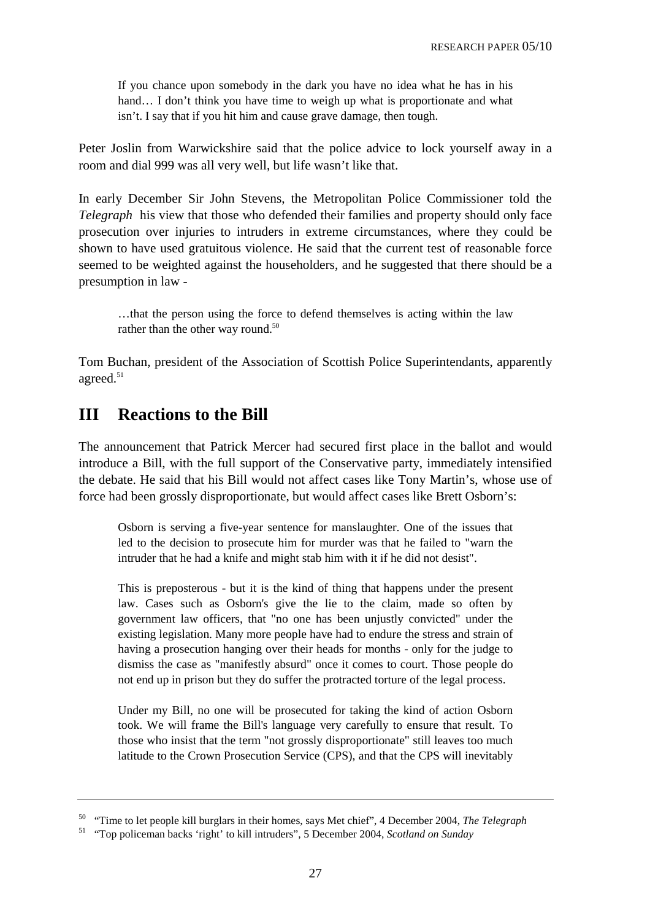> If you chance upon somebody in the dark you have no idea what he has in his hand… I don't think you have time to weigh up what is proportionate and what isn't. I say that if you hit him and cause grave damage, then tough.

Peter Joslin from Warwickshire said that the police advice to lock yourself away in a room and dial 999 was all very well, but life wasn't like that.

In early December Sir John Stevens, the Metropolitan Police Commissioner told the *Telegraph* his view that those who defended their families and property should only face prosecution over injuries to intruders in extreme circumstances, where they could be shown to have used gratuitous violence. He said that the current test of reasonable force seemed to be weighted against the householders, and he suggested that there should be a presumption in law -

> …that the person using the force to defend themselves is acting within the law rather than the other way round.[50]

Tom Buchan, president of the Association of Scottish Police Superintendants, apparently agreed.[51]

## III Reactions to the Bill

The announcement that Patrick Mercer had secured first place in the ballot and would introduce a Bill, with the full support of the Conservative party, immediately intensified the debate. He said that his Bill would not affect cases like Tony Martin's, whose use of force had been grossly disproportionate, but would affect cases like Brett Osborn's:

> Osborn is serving a five-year sentence for manslaughter. One of the issues that led to the decision to prosecute him for murder was that he failed to "warn the intruder that he had a knife and might stab him with it if he did not desist".
>
> This is preposterous - but it is the kind of thing that happens under the present law. Cases such as Osborn's give the lie to the claim, made so often by government law officers, that "no one has been unjustly convicted" under the existing legislation. Many more people have had to endure the stress and strain of having a prosecution hanging over their heads for months - only for the judge to dismiss the case as "manifestly absurd" once it comes to court. Those people do not end up in prison but they do suffer the protracted torture of the legal process.
>
> Under my Bill, no one will be prosecuted for taking the kind of action Osborn took. We will frame the Bill's language very carefully to ensure that result. To those who insist that the term "not grossly disproportionate" still leaves too much latitude to the Crown Prosecution Service (CPS), and that the CPS will inevitably

---

[50] "Time to let people kill burglars in their homes, says Met chief", 4 December 2004, *The Telegraph*

[51] "Top policeman backs 'right' to kill intruders", 5 December 2004, *Scotland on Sunday*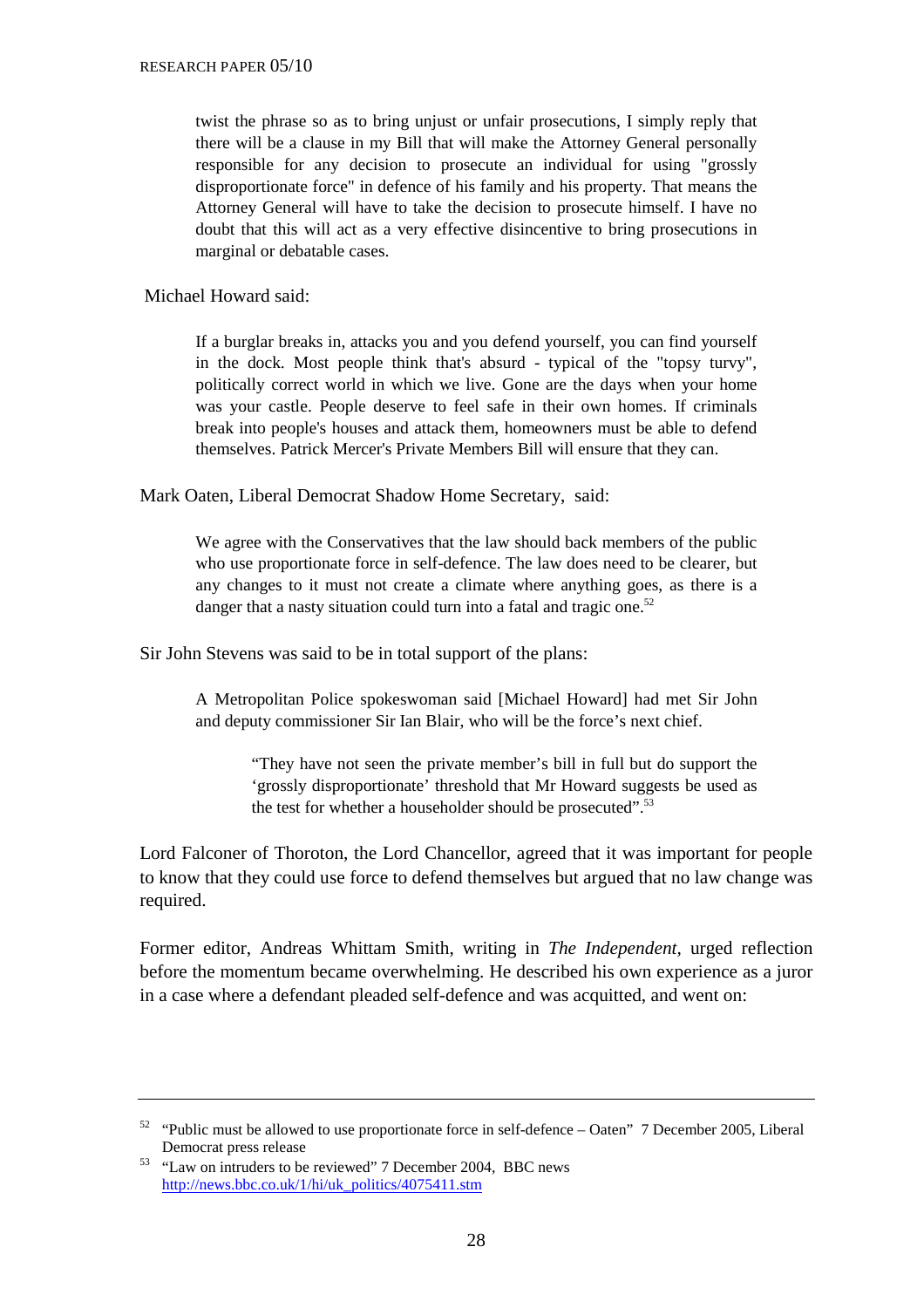> twist the phrase so as to bring unjust or unfair prosecutions, I simply reply that there will be a clause in my Bill that will make the Attorney General personally responsible for any decision to prosecute an individual for using "grossly disproportionate force" in defence of his family and his property. That means the Attorney General will have to take the decision to prosecute himself. I have no doubt that this will act as a very effective disincentive to bring prosecutions in marginal or debatable cases.

Michael Howard said:

> If a burglar breaks in, attacks you and you defend yourself, you can find yourself in the dock. Most people think that's absurd - typical of the "topsy turvy", politically correct world in which we live. Gone are the days when your home was your castle. People deserve to feel safe in their own homes. If criminals break into people's houses and attack them, homeowners must be able to defend themselves. Patrick Mercer's Private Members Bill will ensure that they can.

Mark Oaten, Liberal Democrat Shadow Home Secretary, said:

> We agree with the Conservatives that the law should back members of the public who use proportionate force in self-defence. The law does need to be clearer, but any changes to it must not create a climate where anything goes, as there is a danger that a nasty situation could turn into a fatal and tragic one.[52]

Sir John Stevens was said to be in total support of the plans:

> A Metropolitan Police spokeswoman said [Michael Howard] had met Sir John and deputy commissioner Sir Ian Blair, who will be the force's next chief.
>
>> "They have not seen the private member's bill in full but do support the 'grossly disproportionate' threshold that Mr Howard suggests be used as the test for whether a householder should be prosecuted".[53]

Lord Falconer of Thoroton, the Lord Chancellor, agreed that it was important for people to know that they could use force to defend themselves but argued that no law change was required.

Former editor, Andreas Whittam Smith, writing in *The Independent,* urged reflection before the momentum became overwhelming. He described his own experience as a juror in a case where a defendant pleaded self-defence and was acquitted, and went on:

---

[52] "Public must be allowed to use proportionate force in self-defence – Oaten" 7 December 2005, Liberal Democrat press release

[53] "Law on intruders to be reviewed" 7 December 2004, BBC news http://news.bbc.co.uk/1/hi/uk_politics/4075411.stm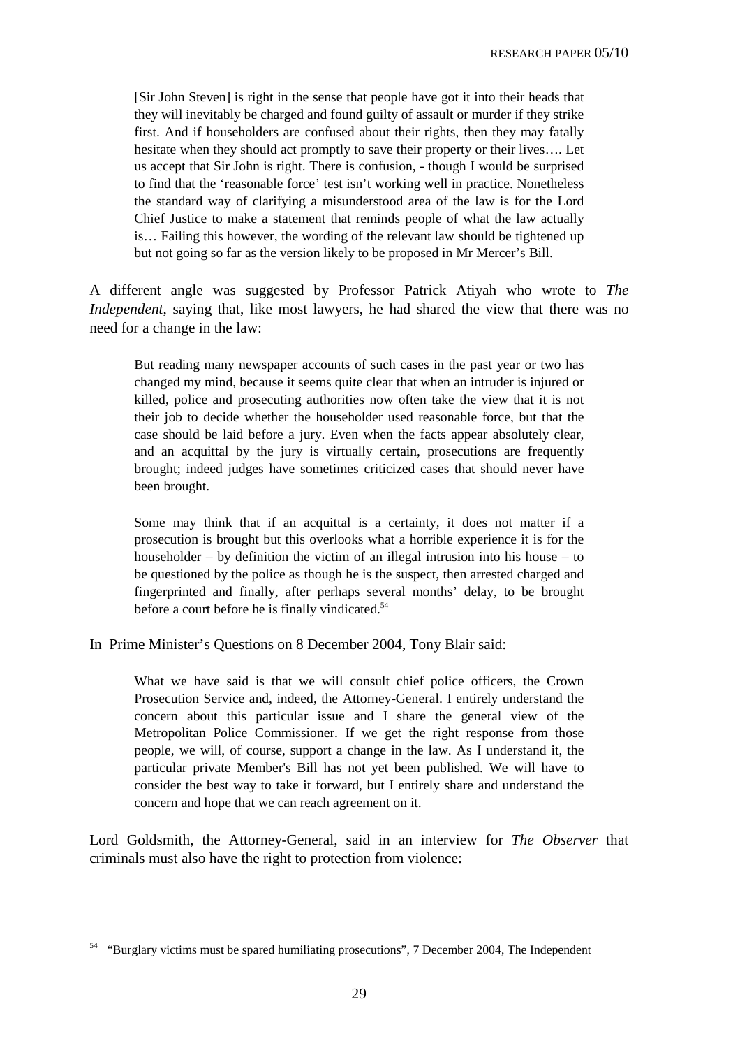> [Sir John Steven] is right in the sense that people have got it into their heads that they will inevitably be charged and found guilty of assault or murder if they strike first. And if householders are confused about their rights, then they may fatally hesitate when they should act promptly to save their property or their lives…. Let us accept that Sir John is right. There is confusion, - though I would be surprised to find that the 'reasonable force' test isn't working well in practice. Nonetheless the standard way of clarifying a misunderstood area of the law is for the Lord Chief Justice to make a statement that reminds people of what the law actually is… Failing this however, the wording of the relevant law should be tightened up but not going so far as the version likely to be proposed in Mr Mercer's Bill.

A different angle was suggested by Professor Patrick Atiyah who wrote to *The Independent*, saying that, like most lawyers, he had shared the view that there was no need for a change in the law:

> But reading many newspaper accounts of such cases in the past year or two has changed my mind, because it seems quite clear that when an intruder is injured or killed, police and prosecuting authorities now often take the view that it is not their job to decide whether the householder used reasonable force, but that the case should be laid before a jury. Even when the facts appear absolutely clear, and an acquittal by the jury is virtually certain, prosecutions are frequently brought; indeed judges have sometimes criticized cases that should never have been brought.
>
> Some may think that if an acquittal is a certainty, it does not matter if a prosecution is brought but this overlooks what a horrible experience it is for the householder – by definition the victim of an illegal intrusion into his house – to be questioned by the police as though he is the suspect, then arrested charged and fingerprinted and finally, after perhaps several months' delay, to be brought before a court before he is finally vindicated.[54]

In Prime Minister's Questions on 8 December 2004, Tony Blair said:

> What we have said is that we will consult chief police officers, the Crown Prosecution Service and, indeed, the Attorney-General. I entirely understand the concern about this particular issue and I share the general view of the Metropolitan Police Commissioner. If we get the right response from those people, we will, of course, support a change in the law. As I understand it, the particular private Member's Bill has not yet been published. We will have to consider the best way to take it forward, but I entirely share and understand the concern and hope that we can reach agreement on it.

Lord Goldsmith, the Attorney-General, said in an interview for *The Observer* that criminals must also have the right to protection from violence:

---

[54] "Burglary victims must be spared humiliating prosecutions", 7 December 2004, The Independent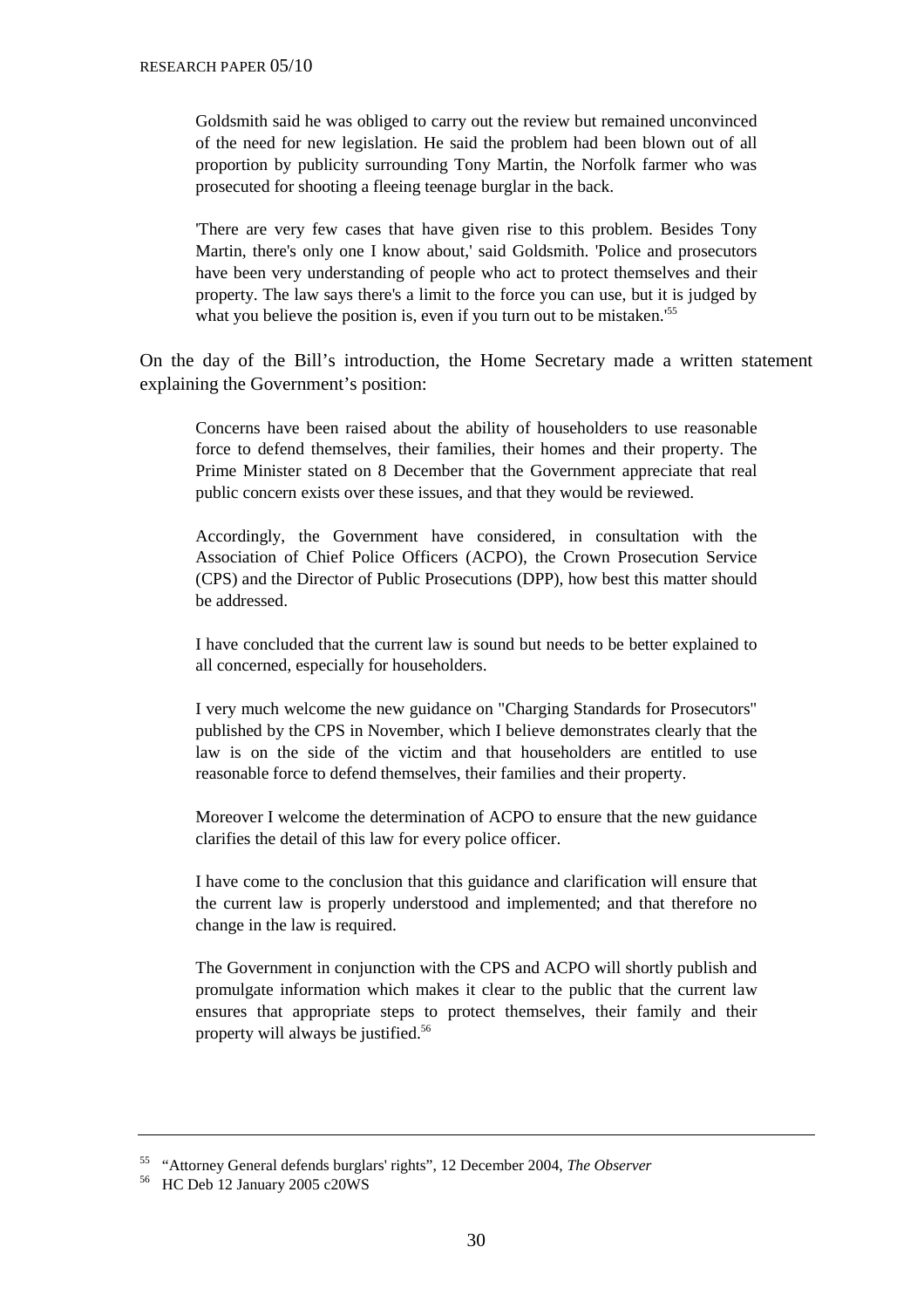> Goldsmith said he was obliged to carry out the review but remained unconvinced of the need for new legislation. He said the problem had been blown out of all proportion by publicity surrounding Tony Martin, the Norfolk farmer who was prosecuted for shooting a fleeing teenage burglar in the back.
>
> 'There are very few cases that have given rise to this problem. Besides Tony Martin, there's only one I know about,' said Goldsmith. 'Police and prosecutors have been very understanding of people who act to protect themselves and their property. The law says there's a limit to the force you can use, but it is judged by what you believe the position is, even if you turn out to be mistaken.'[55]

On the day of the Bill's introduction, the Home Secretary made a written statement explaining the Government's position:

> Concerns have been raised about the ability of householders to use reasonable force to defend themselves, their families, their homes and their property. The Prime Minister stated on 8 December that the Government appreciate that real public concern exists over these issues, and that they would be reviewed.
>
> Accordingly, the Government have considered, in consultation with the Association of Chief Police Officers (ACPO), the Crown Prosecution Service (CPS) and the Director of Public Prosecutions (DPP), how best this matter should be addressed.
>
> I have concluded that the current law is sound but needs to be better explained to all concerned, especially for householders.
>
> I very much welcome the new guidance on "Charging Standards for Prosecutors" published by the CPS in November, which I believe demonstrates clearly that the law is on the side of the victim and that householders are entitled to use reasonable force to defend themselves, their families and their property.
>
> Moreover I welcome the determination of ACPO to ensure that the new guidance clarifies the detail of this law for every police officer.
>
> I have come to the conclusion that this guidance and clarification will ensure that the current law is properly understood and implemented; and that therefore no change in the law is required.
>
> The Government in conjunction with the CPS and ACPO will shortly publish and promulgate information which makes it clear to the public that the current law ensures that appropriate steps to protect themselves, their family and their property will always be justified.[56]

---

[55] "Attorney General defends burglars' rights", 12 December 2004, *The Observer*

[56] HC Deb 12 January 2005 c20WS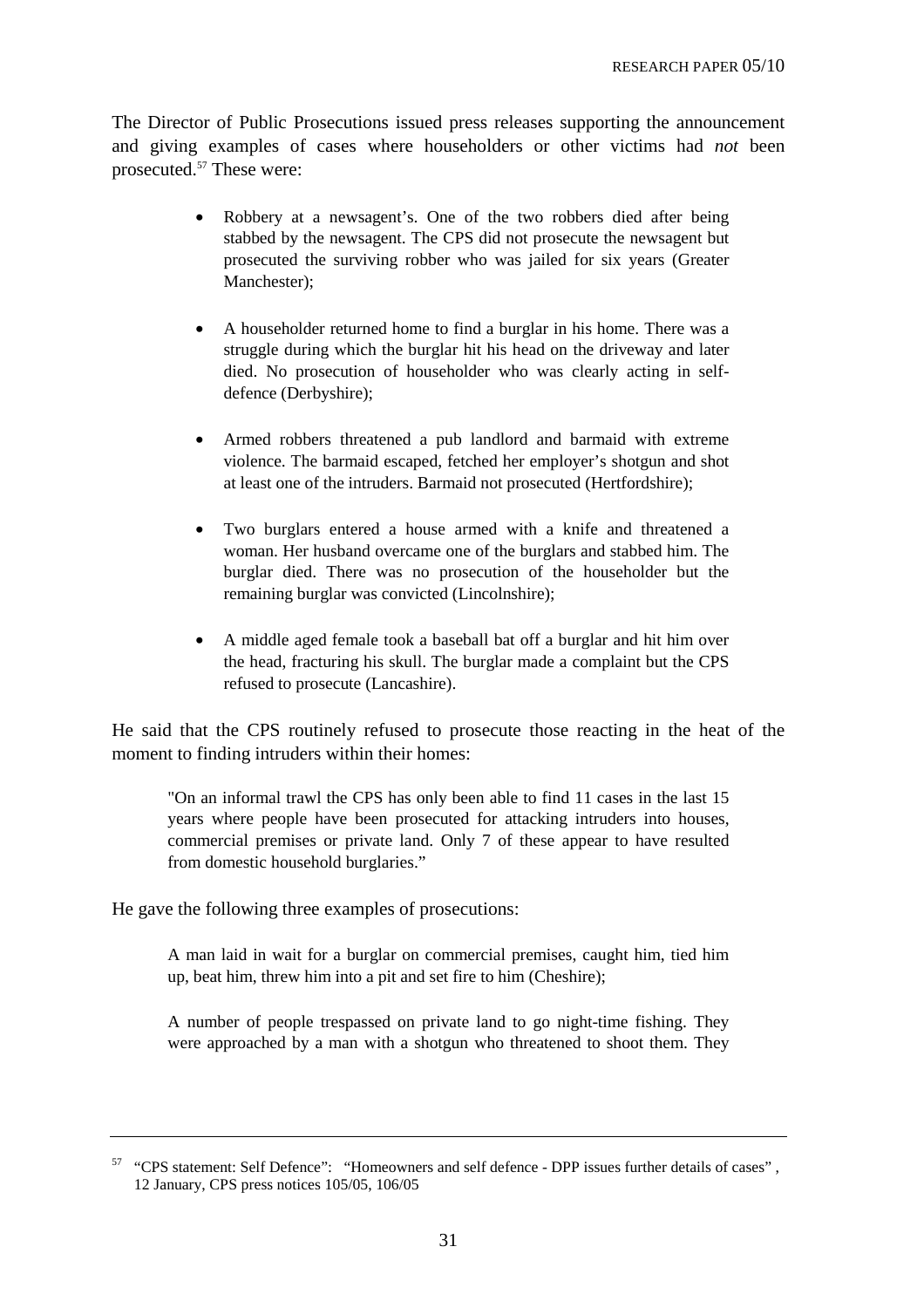The Director of Public Prosecutions issued press releases supporting the announcement and giving examples of cases where householders or other victims had *not* been prosecuted.[57] These were:

- Robbery at a newsagent's. One of the two robbers died after being stabbed by the newsagent. The CPS did not prosecute the newsagent but prosecuted the surviving robber who was jailed for six years (Greater Manchester);

- A householder returned home to find a burglar in his home. There was a struggle during which the burglar hit his head on the driveway and later died. No prosecution of householder who was clearly acting in self-defence (Derbyshire);

- Armed robbers threatened a pub landlord and barmaid with extreme violence. The barmaid escaped, fetched her employer's shotgun and shot at least one of the intruders. Barmaid not prosecuted (Hertfordshire);

- Two burglars entered a house armed with a knife and threatened a woman. Her husband overcame one of the burglars and stabbed him. The burglar died. There was no prosecution of the householder but the remaining burglar was convicted (Lincolnshire);

- A middle aged female took a baseball bat off a burglar and hit him over the head, fracturing his skull. The burglar made a complaint but the CPS refused to prosecute (Lancashire).

He said that the CPS routinely refused to prosecute those reacting in the heat of the moment to finding intruders within their homes:

> "On an informal trawl the CPS has only been able to find 11 cases in the last 15 years where people have been prosecuted for attacking intruders into houses, commercial premises or private land. Only 7 of these appear to have resulted from domestic household burglaries."

He gave the following three examples of prosecutions:

> A man laid in wait for a burglar on commercial premises, caught him, tied him up, beat him, threw him into a pit and set fire to him (Cheshire);
>
> A number of people trespassed on private land to go night-time fishing. They were approached by a man with a shotgun who threatened to shoot them. They

---

[57] "CPS statement: Self Defence": "Homeowners and self defence - DPP issues further details of cases" , 12 January, CPS press notices 105/05, 106/05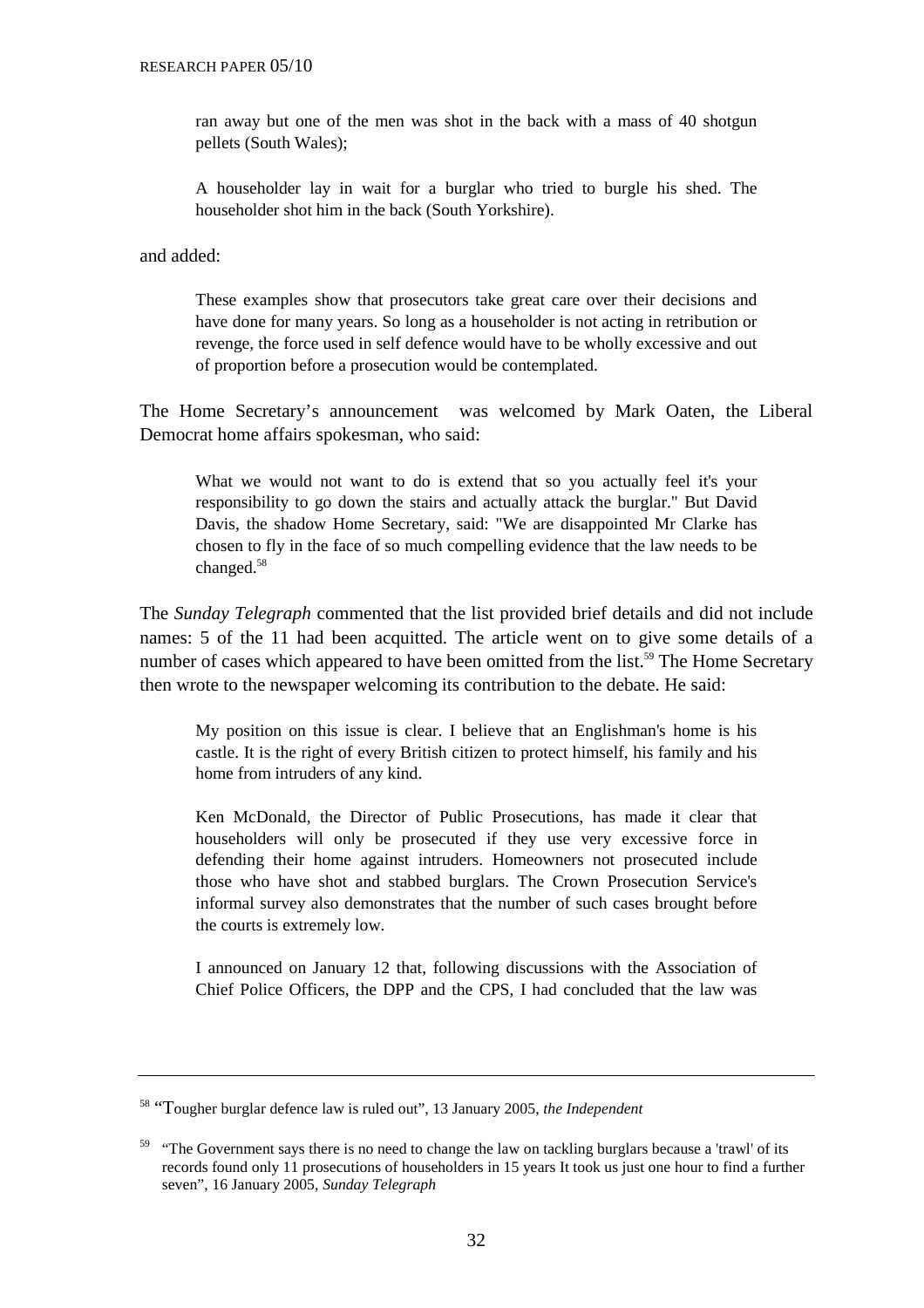> ran away but one of the men was shot in the back with a mass of 40 shotgun pellets (South Wales);
>
> A householder lay in wait for a burglar who tried to burgle his shed. The householder shot him in the back (South Yorkshire).

and added:

> These examples show that prosecutors take great care over their decisions and have done for many years. So long as a householder is not acting in retribution or revenge, the force used in self defence would have to be wholly excessive and out of proportion before a prosecution would be contemplated.

The Home Secretary's announcement was welcomed by Mark Oaten, the Liberal Democrat home affairs spokesman, who said:

> What we would not want to do is extend that so you actually feel it's your responsibility to go down the stairs and actually attack the burglar." But David Davis, the shadow Home Secretary, said: "We are disappointed Mr Clarke has chosen to fly in the face of so much compelling evidence that the law needs to be changed.[58]

The *Sunday Telegraph* commented that the list provided brief details and did not include names: 5 of the 11 had been acquitted. The article went on to give some details of a number of cases which appeared to have been omitted from the list.[59] The Home Secretary then wrote to the newspaper welcoming its contribution to the debate. He said:

> My position on this issue is clear. I believe that an Englishman's home is his castle. It is the right of every British citizen to protect himself, his family and his home from intruders of any kind.
>
> Ken McDonald, the Director of Public Prosecutions, has made it clear that householders will only be prosecuted if they use very excessive force in defending their home against intruders. Homeowners not prosecuted include those who have shot and stabbed burglars. The Crown Prosecution Service's informal survey also demonstrates that the number of such cases brought before the courts is extremely low.
>
> I announced on January 12 that, following discussions with the Association of Chief Police Officers, the DPP and the CPS, I had concluded that the law was

---

[58] "Tougher burglar defence law is ruled out", 13 January 2005, *the Independent*

[59] "The Government says there is no need to change the law on tackling burglars because a 'trawl' of its records found only 11 prosecutions of householders in 15 years It took us just one hour to find a further seven", 16 January 2005, *Sunday Telegraph*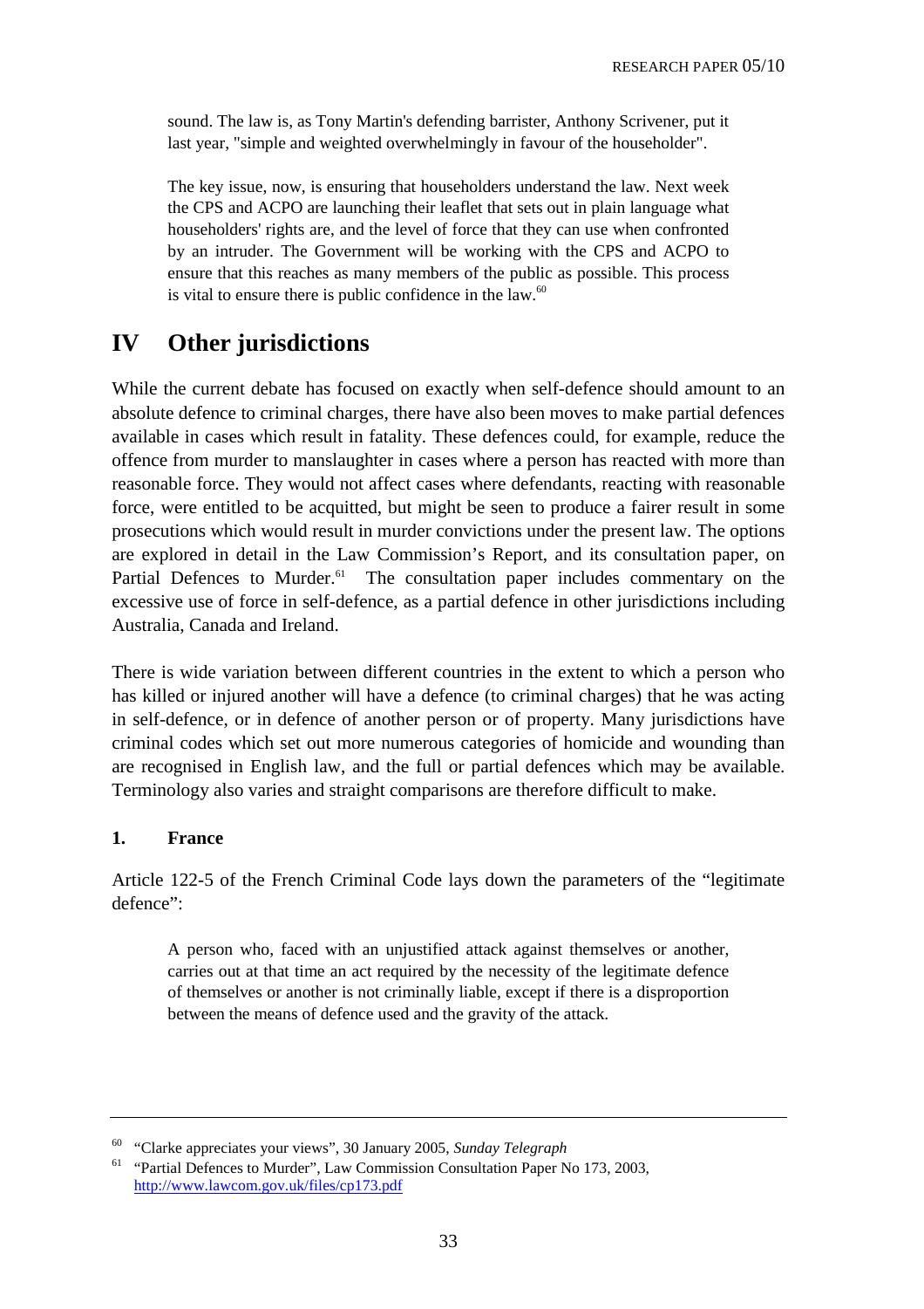> sound. The law is, as Tony Martin's defending barrister, Anthony Scrivener, put it last year, "simple and weighted overwhelmingly in favour of the householder".
>
> The key issue, now, is ensuring that householders understand the law. Next week the CPS and ACPO are launching their leaflet that sets out in plain language what householders' rights are, and the level of force that they can use when confronted by an intruder. The Government will be working with the CPS and ACPO to ensure that this reaches as many members of the public as possible. This process is vital to ensure there is public confidence in the law.[60]

# IV Other jurisdictions

While the current debate has focused on exactly when self-defence should amount to an absolute defence to criminal charges, there have also been moves to make partial defences available in cases which result in fatality. These defences could, for example, reduce the offence from murder to manslaughter in cases where a person has reacted with more than reasonable force. They would not affect cases where defendants, reacting with reasonable force, were entitled to be acquitted, but might be seen to produce a fairer result in some prosecutions which would result in murder convictions under the present law. The options are explored in detail in the Law Commission's Report, and its consultation paper, on Partial Defences to Murder.[61] The consultation paper includes commentary on the excessive use of force in self-defence, as a partial defence in other jurisdictions including Australia, Canada and Ireland.

There is wide variation between different countries in the extent to which a person who has killed or injured another will have a defence (to criminal charges) that he was acting in self-defence, or in defence of another person or of property. Many jurisdictions have criminal codes which set out more numerous categories of homicide and wounding than are recognised in English law, and the full or partial defences which may be available. Terminology also varies and straight comparisons are therefore difficult to make.

## 1. France

Article 122-5 of the French Criminal Code lays down the parameters of the "legitimate defence":

> A person who, faced with an unjustified attack against themselves or another, carries out at that time an act required by the necessity of the legitimate defence of themselves or another is not criminally liable, except if there is a disproportion between the means of defence used and the gravity of the attack.

---

[60] "Clarke appreciates your views", 30 January 2005, *Sunday Telegraph*

[61] "Partial Defences to Murder", Law Commission Consultation Paper No 173, 2003, http://www.lawcom.gov.uk/files/cp173.pdf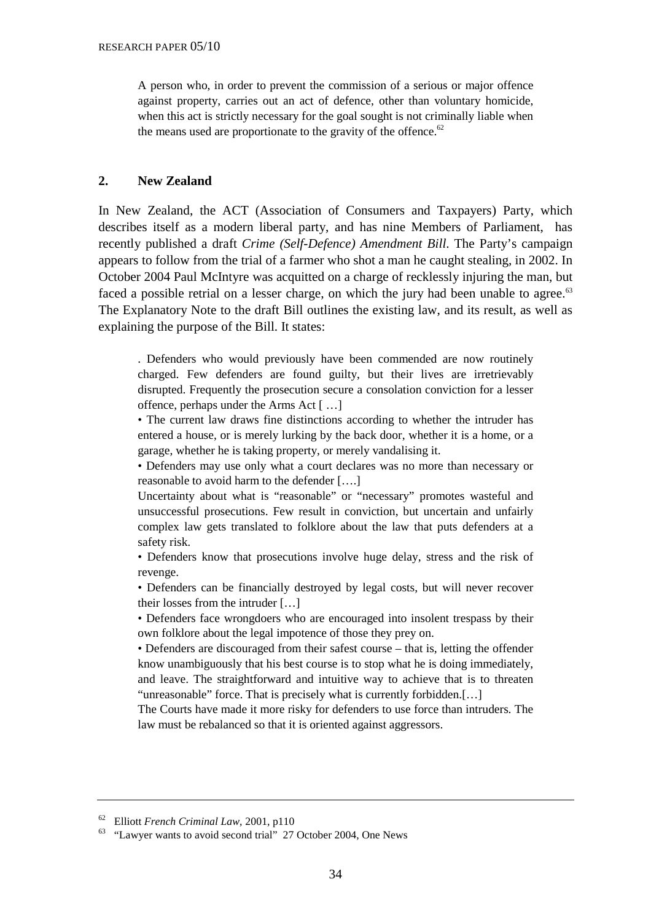> A person who, in order to prevent the commission of a serious or major offence against property, carries out an act of defence, other than voluntary homicide, when this act is strictly necessary for the goal sought is not criminally liable when the means used are proportionate to the gravity of the offence.[62]

## 2. New Zealand

In New Zealand, the ACT (Association of Consumers and Taxpayers) Party, which describes itself as a modern liberal party, and has nine Members of Parliament, has recently published a draft *Crime (Self-Defence) Amendment Bill*. The Party's campaign appears to follow from the trial of a farmer who shot a man he caught stealing, in 2002. In October 2004 Paul McIntyre was acquitted on a charge of recklessly injuring the man, but faced a possible retrial on a lesser charge, on which the jury had been unable to agree.[63] The Explanatory Note to the draft Bill outlines the existing law, and its result, as well as explaining the purpose of the Bill. It states:

> . Defenders who would previously have been commended are now routinely charged. Few defenders are found guilty, but their lives are irretrievably disrupted. Frequently the prosecution secure a consolation conviction for a lesser offence, perhaps under the Arms Act [ …]
>
> • The current law draws fine distinctions according to whether the intruder has entered a house, or is merely lurking by the back door, whether it is a home, or a garage, whether he is taking property, or merely vandalising it.
>
> • Defenders may use only what a court declares was no more than necessary or reasonable to avoid harm to the defender [….]
>
> Uncertainty about what is "reasonable" or "necessary" promotes wasteful and unsuccessful prosecutions. Few result in conviction, but uncertain and unfairly complex law gets translated to folklore about the law that puts defenders at a safety risk.
>
> • Defenders know that prosecutions involve huge delay, stress and the risk of revenge.
>
> • Defenders can be financially destroyed by legal costs, but will never recover their losses from the intruder […]
>
> • Defenders face wrongdoers who are encouraged into insolent trespass by their own folklore about the legal impotence of those they prey on.
>
> • Defenders are discouraged from their safest course – that is, letting the offender know unambiguously that his best course is to stop what he is doing immediately, and leave. The straightforward and intuitive way to achieve that is to threaten "unreasonable" force. That is precisely what is currently forbidden.[…]
>
> The Courts have made it more risky for defenders to use force than intruders. The law must be rebalanced so that it is oriented against aggressors.

---

[62] Elliott *French Criminal Law*, 2001, p110

[63] "Lawyer wants to avoid second trial" 27 October 2004, One News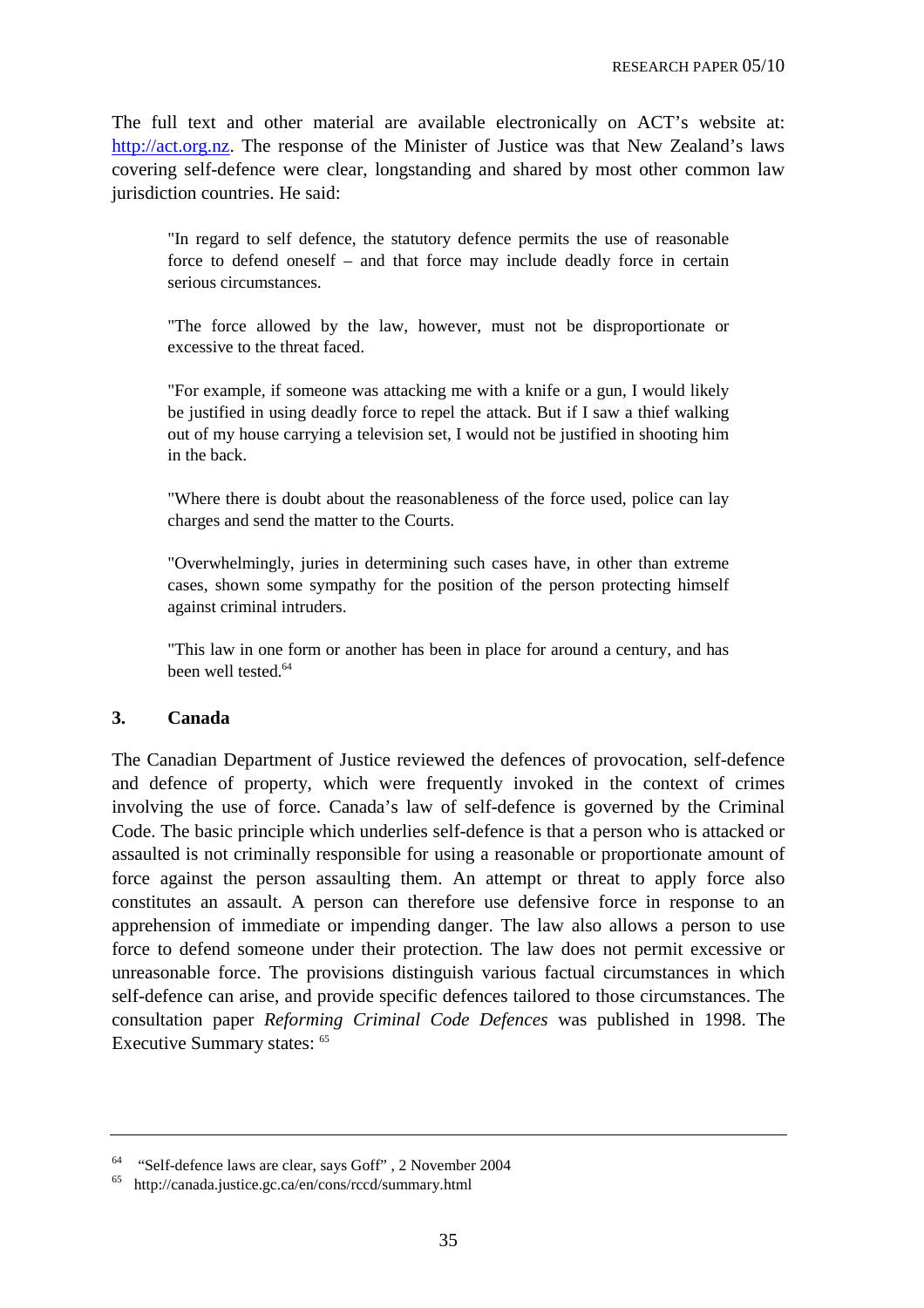The full text and other material are available electronically on ACT's website at: http://act.org.nz. The response of the Minister of Justice was that New Zealand's laws covering self-defence were clear, longstanding and shared by most other common law jurisdiction countries. He said:

> "In regard to self defence, the statutory defence permits the use of reasonable force to defend oneself – and that force may include deadly force in certain serious circumstances.
>
> "The force allowed by the law, however, must not be disproportionate or excessive to the threat faced.
>
> "For example, if someone was attacking me with a knife or a gun, I would likely be justified in using deadly force to repel the attack. But if I saw a thief walking out of my house carrying a television set, I would not be justified in shooting him in the back.
>
> "Where there is doubt about the reasonableness of the force used, police can lay charges and send the matter to the Courts.
>
> "Overwhelmingly, juries in determining such cases have, in other than extreme cases, shown some sympathy for the position of the person protecting himself against criminal intruders.
>
> "This law in one form or another has been in place for around a century, and has been well tested.[64]

### 3. Canada

The Canadian Department of Justice reviewed the defences of provocation, self-defence and defence of property, which were frequently invoked in the context of crimes involving the use of force. Canada's law of self-defence is governed by the Criminal Code. The basic principle which underlies self-defence is that a person who is attacked or assaulted is not criminally responsible for using a reasonable or proportionate amount of force against the person assaulting them. An attempt or threat to apply force also constitutes an assault. A person can therefore use defensive force in response to an apprehension of immediate or impending danger. The law also allows a person to use force to defend someone under their protection. The law does not permit excessive or unreasonable force. The provisions distinguish various factual circumstances in which self-defence can arise, and provide specific defences tailored to those circumstances. The consultation paper *Reforming Criminal Code Defences* was published in 1998. The Executive Summary states: [65]

---

[64] "Self-defence laws are clear, says Goff" , 2 November 2004

[65] http://canada.justice.gc.ca/en/cons/rccd/summary.html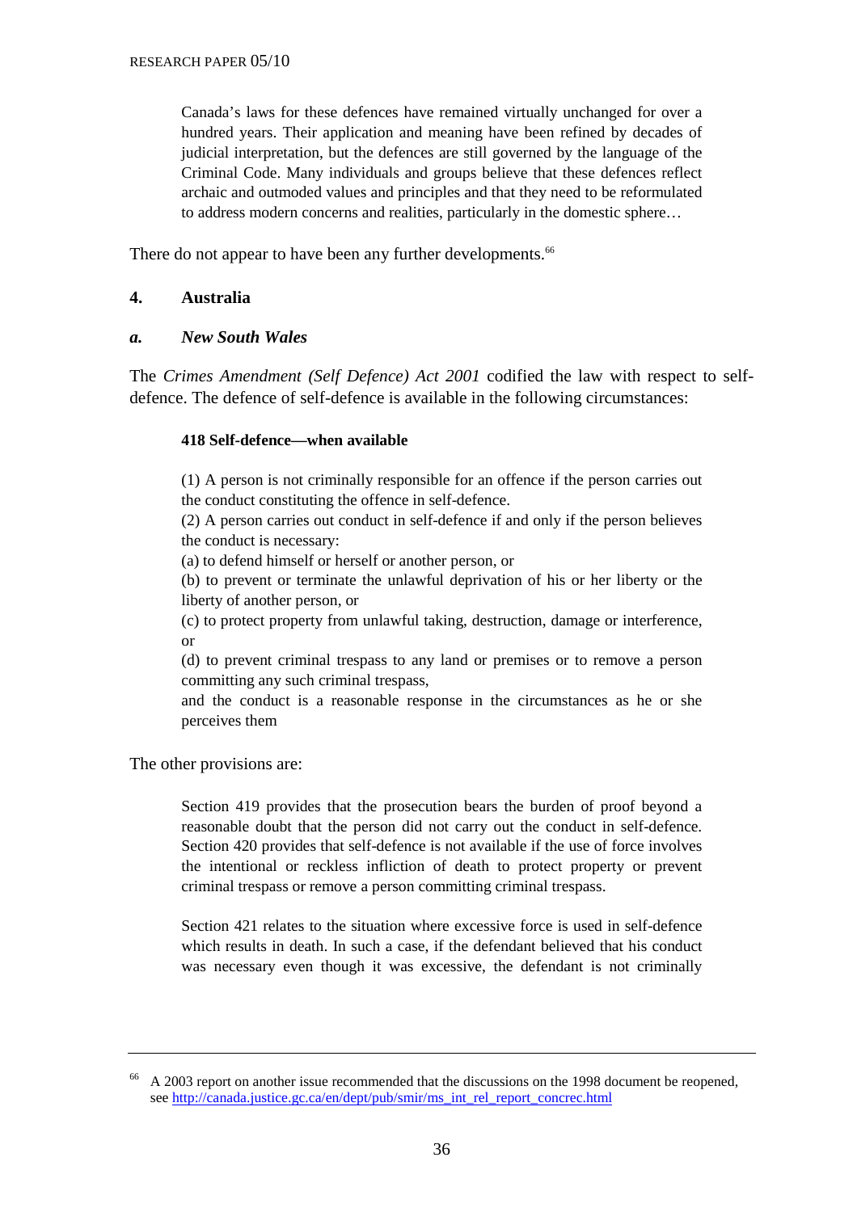> Canada's laws for these defences have remained virtually unchanged for over a hundred years. Their application and meaning have been refined by decades of judicial interpretation, but the defences are still governed by the language of the Criminal Code. Many individuals and groups believe that these defences reflect archaic and outmoded values and principles and that they need to be reformulated to address modern concerns and realities, particularly in the domestic sphere…

There do not appear to have been any further developments.[66]

## 4. Australia

### *a. New South Wales*

The *Crimes Amendment (Self Defence) Act 2001* codified the law with respect to self-defence. The defence of self-defence is available in the following circumstances:

> **418 Self-defence—when available**
>
> (1) A person is not criminally responsible for an offence if the person carries out the conduct constituting the offence in self-defence.
> (2) A person carries out conduct in self-defence if and only if the person believes the conduct is necessary:
> (a) to defend himself or herself or another person, or
> (b) to prevent or terminate the unlawful deprivation of his or her liberty or the liberty of another person, or
> (c) to protect property from unlawful taking, destruction, damage or interference, or
> (d) to prevent criminal trespass to any land or premises or to remove a person committing any such criminal trespass,
> and the conduct is a reasonable response in the circumstances as he or she perceives them

The other provisions are:

> Section 419 provides that the prosecution bears the burden of proof beyond a reasonable doubt that the person did not carry out the conduct in self-defence. Section 420 provides that self-defence is not available if the use of force involves the intentional or reckless infliction of death to protect property or prevent criminal trespass or remove a person committing criminal trespass.
>
> Section 421 relates to the situation where excessive force is used in self-defence which results in death. In such a case, if the defendant believed that his conduct was necessary even though it was excessive, the defendant is not criminally

---

[66] A 2003 report on another issue recommended that the discussions on the 1998 document be reopened, see http://canada.justice.gc.ca/en/dept/pub/smir/ms_int_rel_report_concrec.html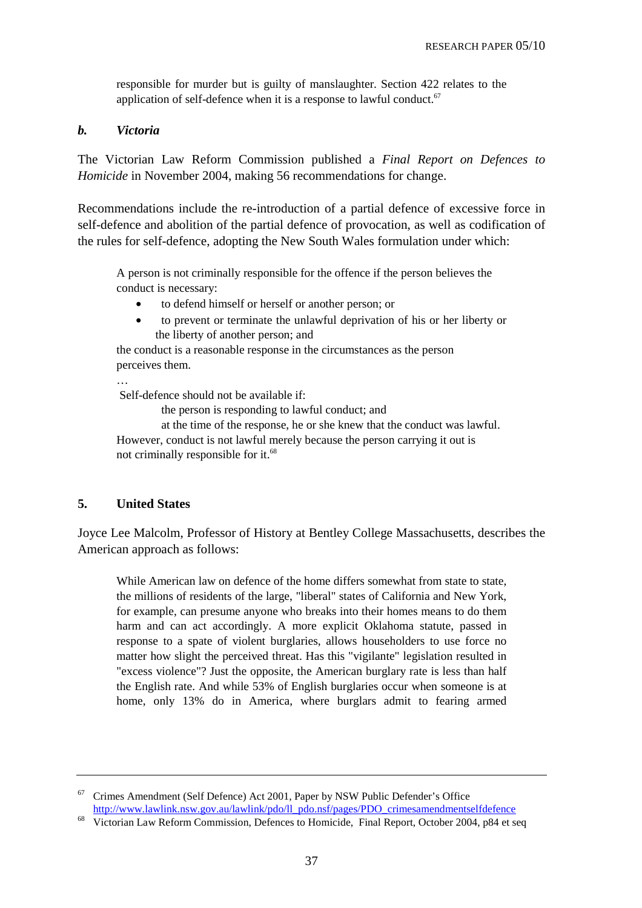responsible for murder but is guilty of manslaughter. Section 422 relates to the application of self-defence when it is a response to lawful conduct.[67]

### *b. Victoria*

The Victorian Law Reform Commission published a *Final Report on Defences to Homicide* in November 2004, making 56 recommendations for change.

Recommendations include the re-introduction of a partial defence of excessive force in self-defence and abolition of the partial defence of provocation, as well as codification of the rules for self-defence, adopting the New South Wales formulation under which:

> A person is not criminally responsible for the offence if the person believes the conduct is necessary:
>
> - to defend himself or herself or another person; or
> - to prevent or terminate the unlawful deprivation of his or her liberty or the liberty of another person; and
>
> the conduct is a reasonable response in the circumstances as the person perceives them.
>
> …
>
> Self-defence should not be available if:
>
> the person is responding to lawful conduct; and
>
> at the time of the response, he or she knew that the conduct was lawful.
>
> However, conduct is not lawful merely because the person carrying it out is not criminally responsible for it.[68]

## 5. United States

Joyce Lee Malcolm, Professor of History at Bentley College Massachusetts, describes the American approach as follows:

> While American law on defence of the home differs somewhat from state to state, the millions of residents of the large, "liberal" states of California and New York, for example, can presume anyone who breaks into their homes means to do them harm and can act accordingly. A more explicit Oklahoma statute, passed in response to a spate of violent burglaries, allows householders to use force no matter how slight the perceived threat. Has this "vigilante" legislation resulted in "excess violence"? Just the opposite, the American burglary rate is less than half the English rate. And while 53% of English burglaries occur when someone is at home, only 13% do in America, where burglars admit to fearing armed

---

[67] Crimes Amendment (Self Defence) Act 2001, Paper by NSW Public Defender's Office http://www.lawlink.nsw.gov.au/lawlink/pdo/ll_pdo.nsf/pages/PDO_crimesamendmentselfdefence

[68] Victorian Law Reform Commission, Defences to Homicide, Final Report, October 2004, p84 et seq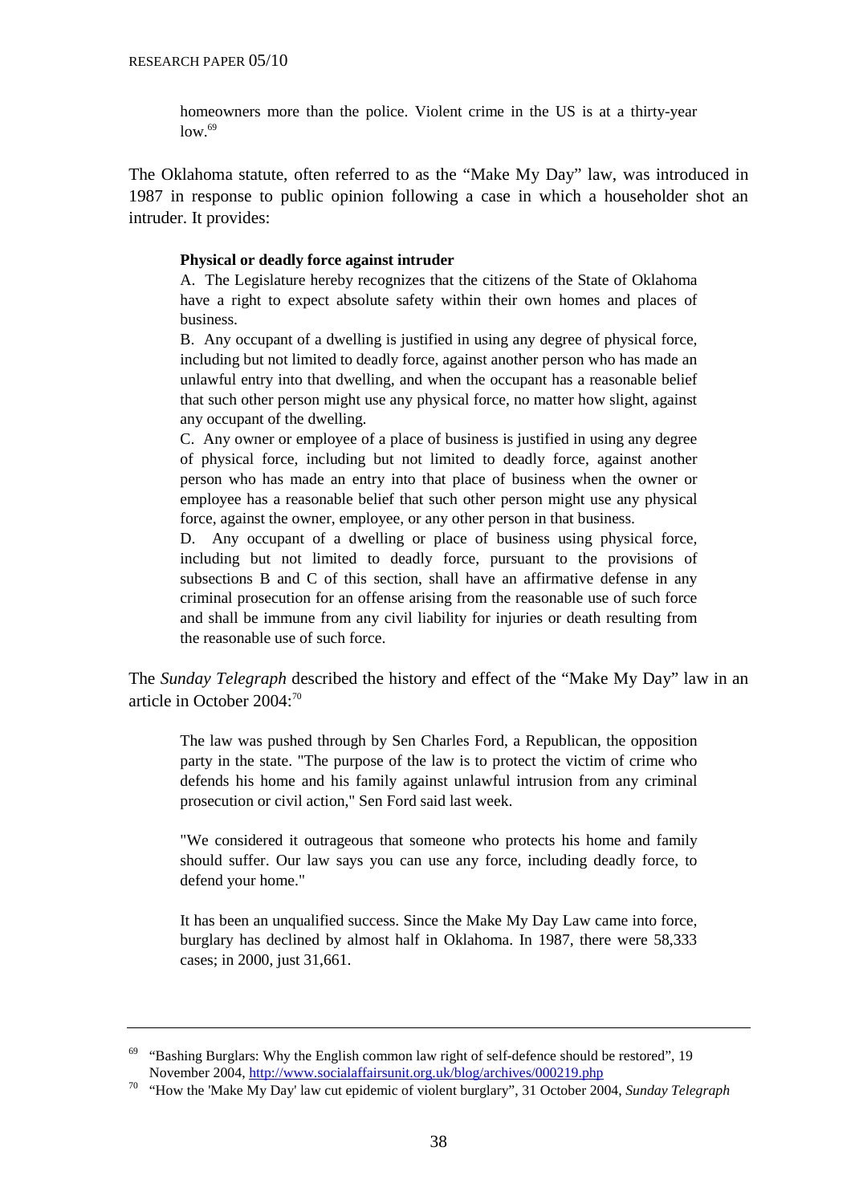> homeowners more than the police. Violent crime in the US is at a thirty-year low.[69]

The Oklahoma statute, often referred to as the "Make My Day" law, was introduced in 1987 in response to public opinion following a case in which a householder shot an intruder. It provides:

> **Physical or deadly force against intruder**
>
> A. The Legislature hereby recognizes that the citizens of the State of Oklahoma have a right to expect absolute safety within their own homes and places of business.
>
> B. Any occupant of a dwelling is justified in using any degree of physical force, including but not limited to deadly force, against another person who has made an unlawful entry into that dwelling, and when the occupant has a reasonable belief that such other person might use any physical force, no matter how slight, against any occupant of the dwelling.
>
> C. Any owner or employee of a place of business is justified in using any degree of physical force, including but not limited to deadly force, against another person who has made an entry into that place of business when the owner or employee has a reasonable belief that such other person might use any physical force, against the owner, employee, or any other person in that business.
>
> D. Any occupant of a dwelling or place of business using physical force, including but not limited to deadly force, pursuant to the provisions of subsections B and C of this section, shall have an affirmative defense in any criminal prosecution for an offense arising from the reasonable use of such force and shall be immune from any civil liability for injuries or death resulting from the reasonable use of such force.

The *Sunday Telegraph* described the history and effect of the "Make My Day" law in an article in October 2004:[70]

> The law was pushed through by Sen Charles Ford, a Republican, the opposition party in the state. "The purpose of the law is to protect the victim of crime who defends his home and his family against unlawful intrusion from any criminal prosecution or civil action," Sen Ford said last week.
>
> "We considered it outrageous that someone who protects his home and family should suffer. Our law says you can use any force, including deadly force, to defend your home."
>
> It has been an unqualified success. Since the Make My Day Law came into force, burglary has declined by almost half in Oklahoma. In 1987, there were 58,333 cases; in 2000, just 31,661.

---

[69] "Bashing Burglars: Why the English common law right of self-defence should be restored", 19 November 2004, http://www.socialaffairsunit.org.uk/blog/archives/000219.php

[70] "How the 'Make My Day' law cut epidemic of violent burglary", 31 October 2004, *Sunday Telegraph*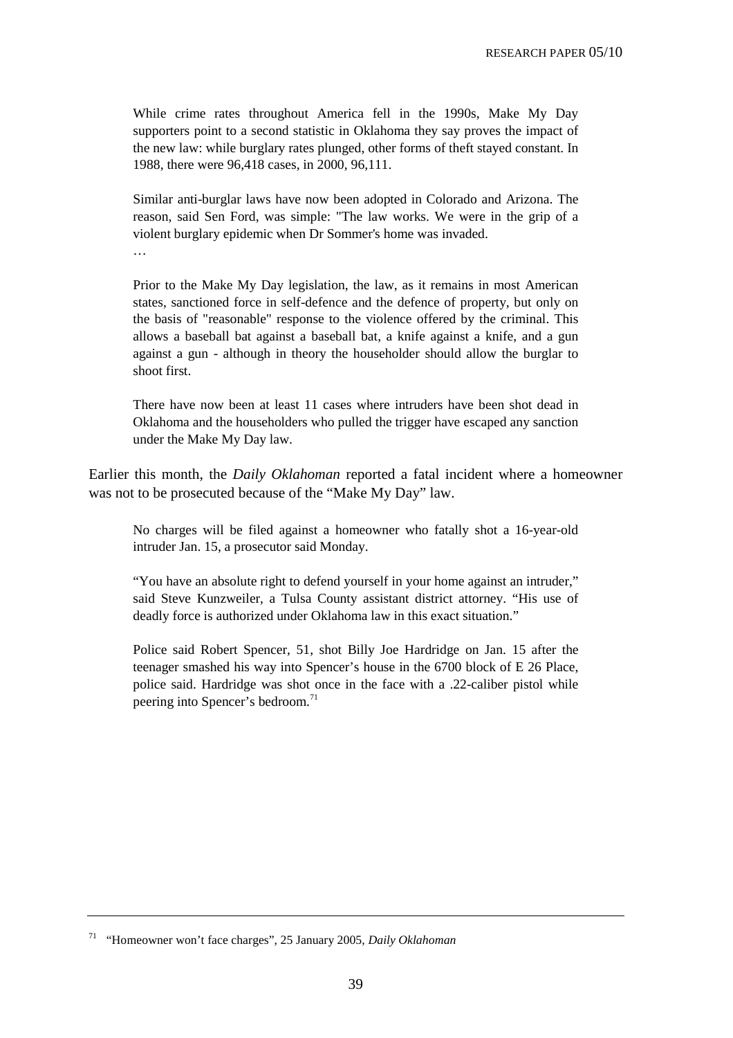> While crime rates throughout America fell in the 1990s, Make My Day supporters point to a second statistic in Oklahoma they say proves the impact of the new law: while burglary rates plunged, other forms of theft stayed constant. In 1988, there were 96,418 cases, in 2000, 96,111.
>
> Similar anti-burglar laws have now been adopted in Colorado and Arizona. The reason, said Sen Ford, was simple: "The law works. We were in the grip of a violent burglary epidemic when Dr Sommer's home was invaded.
>
> …
>
> Prior to the Make My Day legislation, the law, as it remains in most American states, sanctioned force in self-defence and the defence of property, but only on the basis of "reasonable" response to the violence offered by the criminal. This allows a baseball bat against a baseball bat, a knife against a knife, and a gun against a gun - although in theory the householder should allow the burglar to shoot first.
>
> There have now been at least 11 cases where intruders have been shot dead in Oklahoma and the householders who pulled the trigger have escaped any sanction under the Make My Day law.

Earlier this month, the *Daily Oklahoman* reported a fatal incident where a homeowner was not to be prosecuted because of the "Make My Day" law.

> No charges will be filed against a homeowner who fatally shot a 16-year-old intruder Jan. 15, a prosecutor said Monday.
>
> "You have an absolute right to defend yourself in your home against an intruder," said Steve Kunzweiler, a Tulsa County assistant district attorney. "His use of deadly force is authorized under Oklahoma law in this exact situation."
>
> Police said Robert Spencer, 51, shot Billy Joe Hardridge on Jan. 15 after the teenager smashed his way into Spencer's house in the 6700 block of E 26 Place, police said. Hardridge was shot once in the face with a .22-caliber pistol while peering into Spencer's bedroom.[71]

---

[71] "Homeowner won't face charges", 25 January 2005, *Daily Oklahoman*